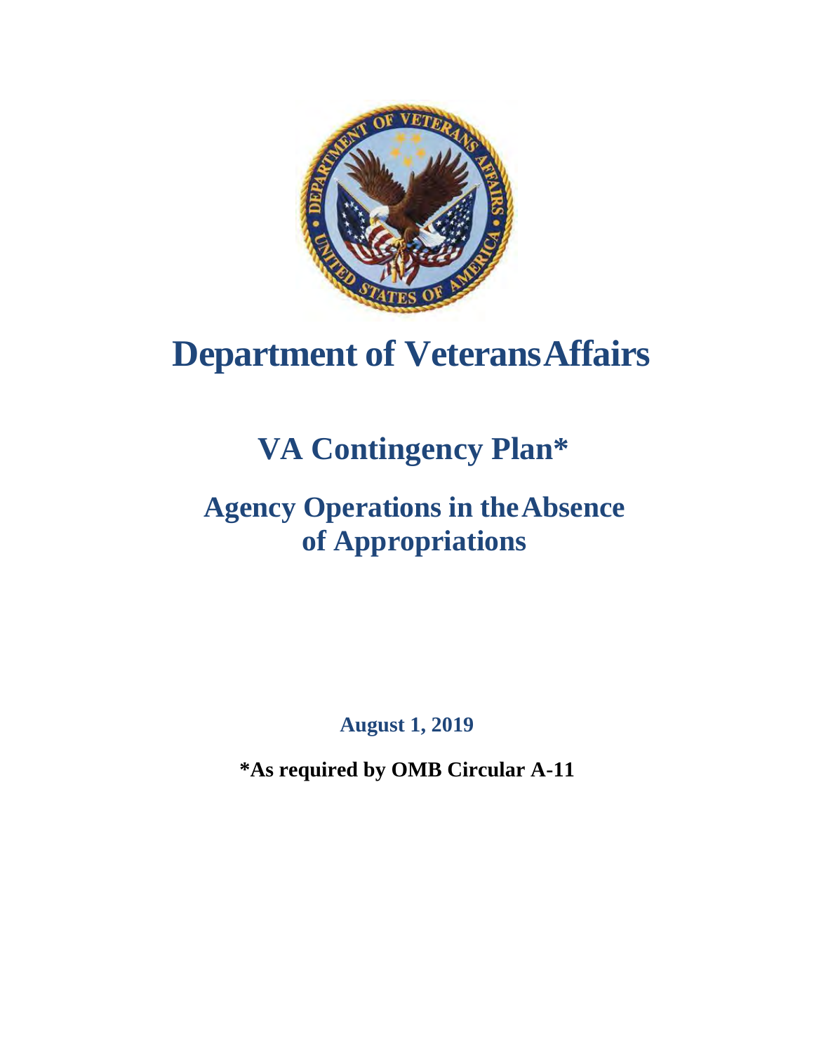# Department of Veterans Affairs

## VA Contingency Plan*

## Agency Operations in the Absence of Appropriations

**August 1, 2019**

***As required by OMB Circular A-11**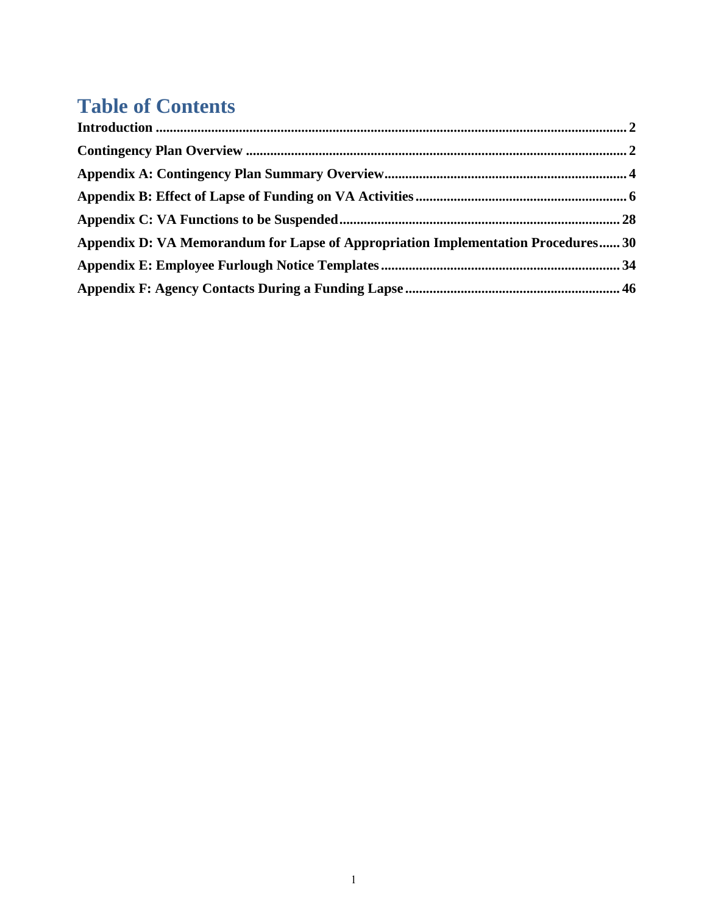# Table of Contents

**Introduction** .......... **2**

**Contingency Plan Overview** .......... **2**

**Appendix A: Contingency Plan Summary Overview** .......... **4**

**Appendix B: Effect of Lapse of Funding on VA Activities** .......... **6**

**Appendix C: VA Functions to be Suspended** .......... **28**

**Appendix D: VA Memorandum for Lapse of Appropriation Implementation Procedures** .......... **30**

**Appendix E: Employee Furlough Notice Templates** .......... **34**

**Appendix F: Agency Contacts During a Funding Lapse** .......... **46**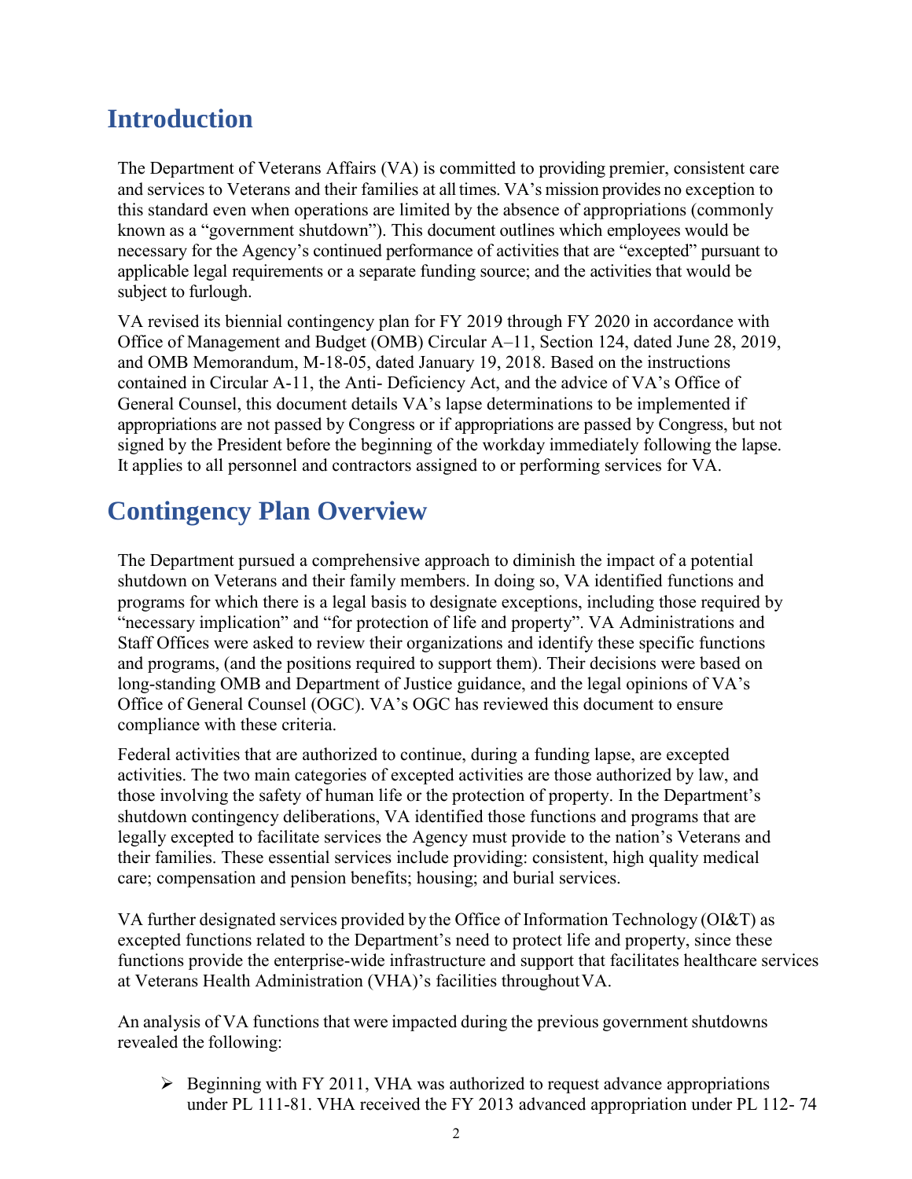# Introduction

The Department of Veterans Affairs (VA) is committed to providing premier, consistent care and services to Veterans and their families at all times. VA's mission provides no exception to this standard even when operations are limited by the absence of appropriations (commonly known as a "government shutdown"). This document outlines which employees would be necessary for the Agency's continued performance of activities that are "excepted" pursuant to applicable legal requirements or a separate funding source; and the activities that would be subject to furlough.

VA revised its biennial contingency plan for FY 2019 through FY 2020 in accordance with Office of Management and Budget (OMB) Circular A–11, Section 124, dated June 28, 2019, and OMB Memorandum, M-18-05, dated January 19, 2018. Based on the instructions contained in Circular A-11, the Anti- Deficiency Act, and the advice of VA's Office of General Counsel, this document details VA's lapse determinations to be implemented if appropriations are not passed by Congress or if appropriations are passed by Congress, but not signed by the President before the beginning of the workday immediately following the lapse. It applies to all personnel and contractors assigned to or performing services for VA.

# Contingency Plan Overview

The Department pursued a comprehensive approach to diminish the impact of a potential shutdown on Veterans and their family members. In doing so, VA identified functions and programs for which there is a legal basis to designate exceptions, including those required by "necessary implication" and "for protection of life and property". VA Administrations and Staff Offices were asked to review their organizations and identify these specific functions and programs, (and the positions required to support them). Their decisions were based on long-standing OMB and Department of Justice guidance, and the legal opinions of VA's Office of General Counsel (OGC). VA's OGC has reviewed this document to ensure compliance with these criteria.

Federal activities that are authorized to continue, during a funding lapse, are excepted activities. The two main categories of excepted activities are those authorized by law, and those involving the safety of human life or the protection of property. In the Department's shutdown contingency deliberations, VA identified those functions and programs that are legally excepted to facilitate services the Agency must provide to the nation's Veterans and their families. These essential services include providing: consistent, high quality medical care; compensation and pension benefits; housing; and burial services.

VA further designated services provided by the Office of Information Technology (OI&T) as excepted functions related to the Department's need to protect life and property, since these functions provide the enterprise-wide infrastructure and support that facilitates healthcare services at Veterans Health Administration (VHA)'s facilities throughout VA.

An analysis of VA functions that were impacted during the previous government shutdowns revealed the following:

- Beginning with FY 2011, VHA was authorized to request advance appropriations under PL 111-81. VHA received the FY 2013 advanced appropriation under PL 112- 74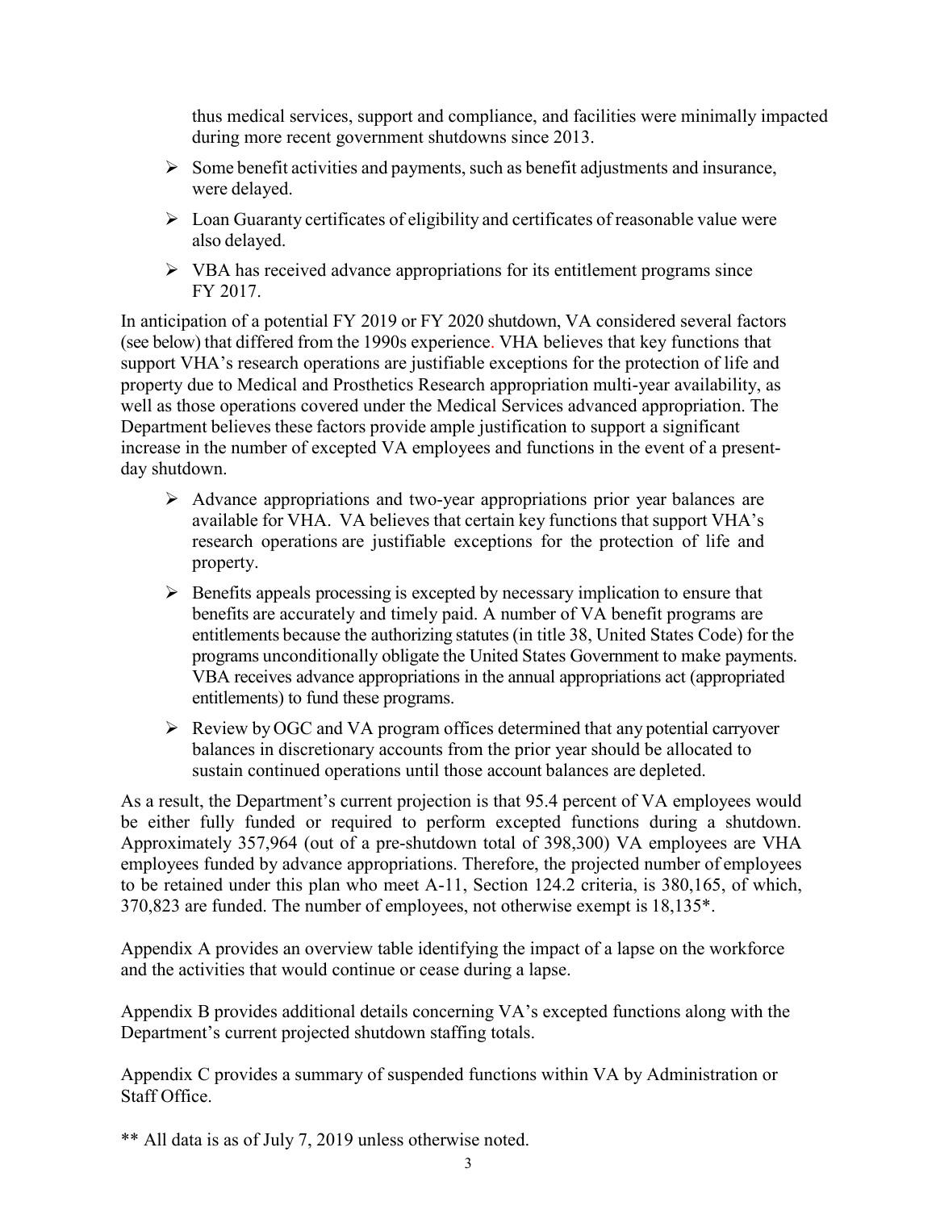thus medical services, support and compliance, and facilities were minimally impacted during more recent government shutdowns since 2013.

- Some benefit activities and payments, such as benefit adjustments and insurance, were delayed.
- Loan Guaranty certificates of eligibility and certificates of reasonable value were also delayed.
- VBA has received advance appropriations for its entitlement programs since FY 2017.

In anticipation of a potential FY 2019 or FY 2020 shutdown, VA considered several factors (see below) that differed from the 1990s experience. VHA believes that key functions that support VHA's research operations are justifiable exceptions for the protection of life and property due to Medical and Prosthetics Research appropriation multi-year availability, as well as those operations covered under the Medical Services advanced appropriation. The Department believes these factors provide ample justification to support a significant increase in the number of excepted VA employees and functions in the event of a present-day shutdown.

- Advance appropriations and two-year appropriations prior year balances are available for VHA. VA believes that certain key functions that support VHA's research operations are justifiable exceptions for the protection of life and property.
- Benefits appeals processing is excepted by necessary implication to ensure that benefits are accurately and timely paid. A number of VA benefit programs are entitlements because the authorizing statutes (in title 38, United States Code) for the programs unconditionally obligate the United States Government to make payments. VBA receives advance appropriations in the annual appropriations act (appropriated entitlements) to fund these programs.
- Review by OGC and VA program offices determined that any potential carryover balances in discretionary accounts from the prior year should be allocated to sustain continued operations until those account balances are depleted.

As a result, the Department's current projection is that 95.4 percent of VA employees would be either fully funded or required to perform excepted functions during a shutdown. Approximately 357,964 (out of a pre-shutdown total of 398,300) VA employees are VHA employees funded by advance appropriations. Therefore, the projected number of employees to be retained under this plan who meet A-11, Section 124.2 criteria, is 380,165, of which, 370,823 are funded. The number of employees, not otherwise exempt is 18,135*.

Appendix A provides an overview table identifying the impact of a lapse on the workforce and the activities that would continue or cease during a lapse.

Appendix B provides additional details concerning VA's excepted functions along with the Department's current projected shutdown staffing totals.

Appendix C provides a summary of suspended functions within VA by Administration or Staff Office.

** All data is as of July 7, 2019 unless otherwise noted.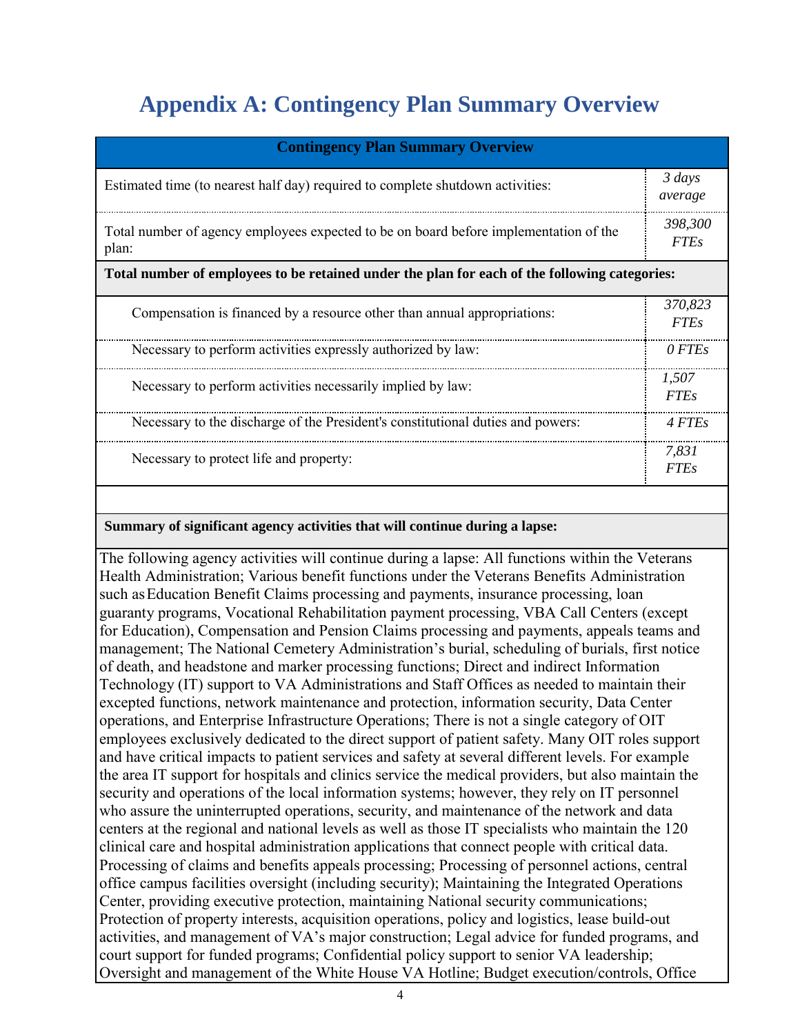# Appendix A: Contingency Plan Summary Overview

| Contingency Plan Summary Overview | |
|---|---|
| Estimated time (to nearest half day) required to complete shutdown activities: | *3 days average* |
| Total number of agency employees expected to be on board before implementation of the plan: | *398,300 FTEs* |
| **Total number of employees to be retained under the plan for each of the following categories:** | |
| Compensation is financed by a resource other than annual appropriations: | *370,823 FTEs* |
| Necessary to perform activities expressly authorized by law: | *0 FTEs* |
| Necessary to perform activities necessarily implied by law: | *1,507 FTEs* |
| Necessary to the discharge of the President's constitutional duties and powers: | *4 FTEs* |
| Necessary to protect life and property: | *7,831 FTEs* |

**Summary of significant agency activities that will continue during a lapse:**

The following agency activities will continue during a lapse: All functions within the Veterans Health Administration; Various benefit functions under the Veterans Benefits Administration such as Education Benefit Claims processing and payments, insurance processing, loan guaranty programs, Vocational Rehabilitation payment processing, VBA Call Centers (except for Education), Compensation and Pension Claims processing and payments, appeals teams and management; The National Cemetery Administration's burial, scheduling of burials, first notice of death, and headstone and marker processing functions; Direct and indirect Information Technology (IT) support to VA Administrations and Staff Offices as needed to maintain their excepted functions, network maintenance and protection, information security, Data Center operations, and Enterprise Infrastructure Operations; There is not a single category of OIT employees exclusively dedicated to the direct support of patient safety. Many OIT roles support and have critical impacts to patient services and safety at several different levels. For example the area IT support for hospitals and clinics service the medical providers, but also maintain the security and operations of the local information systems; however, they rely on IT personnel who assure the uninterrupted operations, security, and maintenance of the network and data centers at the regional and national levels as well as those IT specialists who maintain the 120 clinical care and hospital administration applications that connect people with critical data. Processing of claims and benefits appeals processing; Processing of personnel actions, central office campus facilities oversight (including security); Maintaining the Integrated Operations Center, providing executive protection, maintaining National security communications; Protection of property interests, acquisition operations, policy and logistics, lease build-out activities, and management of VA's major construction; Legal advice for funded programs, and court support for funded programs; Confidential policy support to senior VA leadership; Oversight and management of the White House VA Hotline; Budget execution/controls, Office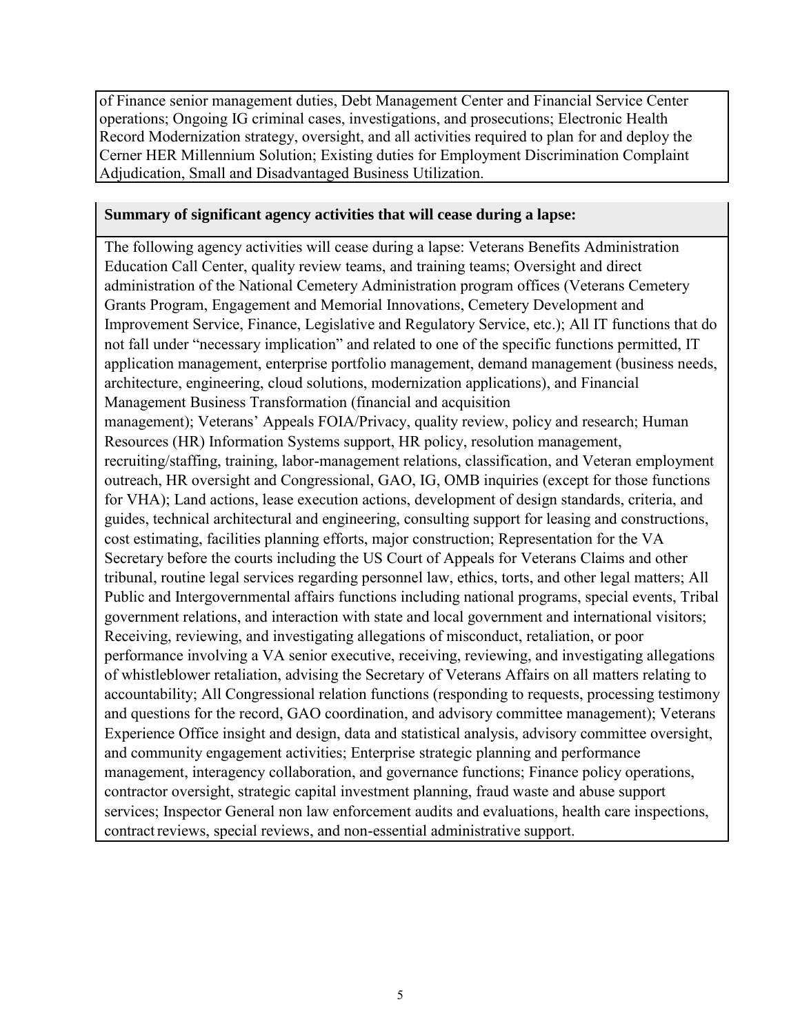of Finance senior management duties, Debt Management Center and Financial Service Center operations; Ongoing IG criminal cases, investigations, and prosecutions; Electronic Health Record Modernization strategy, oversight, and all activities required to plan for and deploy the Cerner HER Millennium Solution; Existing duties for Employment Discrimination Complaint Adjudication, Small and Disadvantaged Business Utilization.

**Summary of significant agency activities that will cease during a lapse:**

The following agency activities will cease during a lapse: Veterans Benefits Administration Education Call Center, quality review teams, and training teams; Oversight and direct administration of the National Cemetery Administration program offices (Veterans Cemetery Grants Program, Engagement and Memorial Innovations, Cemetery Development and Improvement Service, Finance, Legislative and Regulatory Service, etc.); All IT functions that do not fall under "necessary implication" and related to one of the specific functions permitted, IT application management, enterprise portfolio management, demand management (business needs, architecture, engineering, cloud solutions, modernization applications), and Financial Management Business Transformation (financial and acquisition management); Veterans' Appeals FOIA/Privacy, quality review, policy and research; Human Resources (HR) Information Systems support, HR policy, resolution management, recruiting/staffing, training, labor-management relations, classification, and Veteran employment outreach, HR oversight and Congressional, GAO, IG, OMB inquiries (except for those functions for VHA); Land actions, lease execution actions, development of design standards, criteria, and guides, technical architectural and engineering, consulting support for leasing and constructions, cost estimating, facilities planning efforts, major construction; Representation for the VA Secretary before the courts including the US Court of Appeals for Veterans Claims and other tribunal, routine legal services regarding personnel law, ethics, torts, and other legal matters; All Public and Intergovernmental affairs functions including national programs, special events, Tribal government relations, and interaction with state and local government and international visitors; Receiving, reviewing, and investigating allegations of misconduct, retaliation, or poor performance involving a VA senior executive, receiving, reviewing, and investigating allegations of whistleblower retaliation, advising the Secretary of Veterans Affairs on all matters relating to accountability; All Congressional relation functions (responding to requests, processing testimony and questions for the record, GAO coordination, and advisory committee management); Veterans Experience Office insight and design, data and statistical analysis, advisory committee oversight, and community engagement activities; Enterprise strategic planning and performance management, interagency collaboration, and governance functions; Finance policy operations, contractor oversight, strategic capital investment planning, fraud waste and abuse support services; Inspector General non law enforcement audits and evaluations, health care inspections, contract reviews, special reviews, and non-essential administrative support.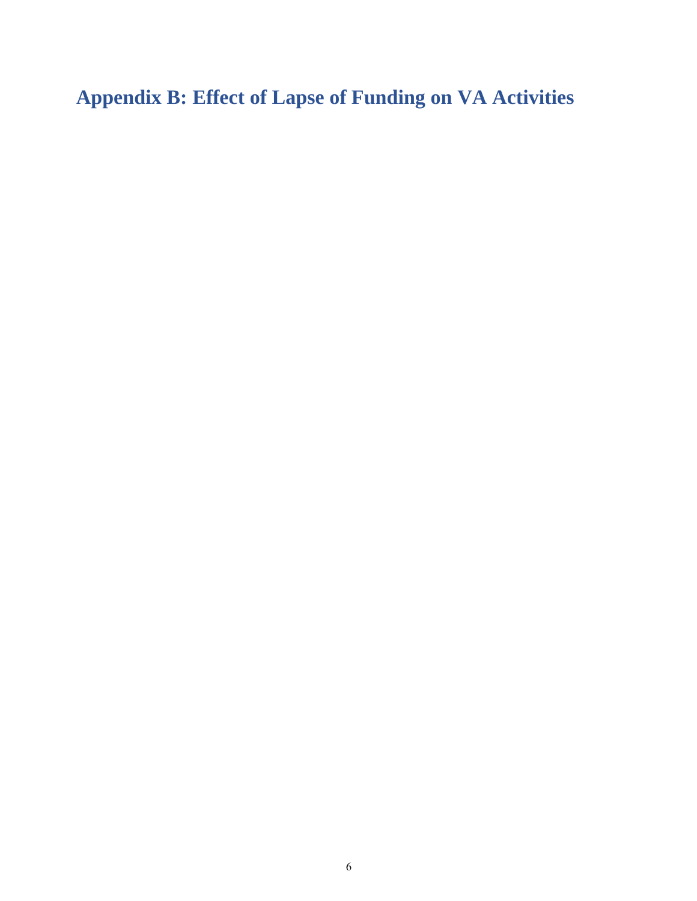# Appendix B: Effect of Lapse of Funding on VA Activities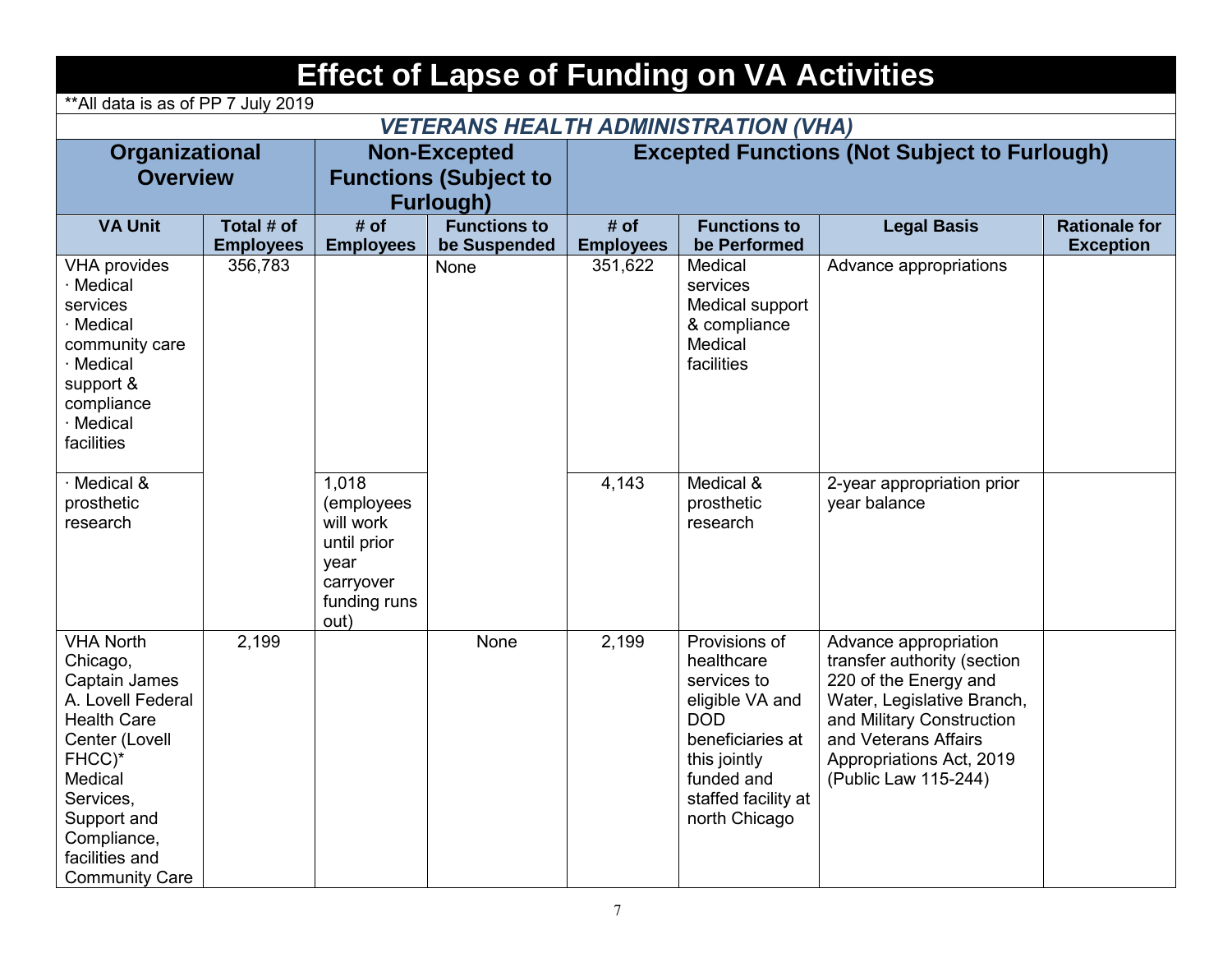# Effect of Lapse of Funding on VA Activities

**All data is as of PP 7 July 2019

## *VETERANS HEALTH ADMINISTRATION (VHA)*

| Organizational Overview | | Non-Excepted Functions (Subject to Furlough) | | Excepted Functions (Not Subject to Furlough) | | | |
|---|---|---|---|---|---|---|---|
| **VA Unit** | **Total # of Employees** | **# of Employees** | **Functions to be Suspended** | **# of Employees** | **Functions to be Performed** | **Legal Basis** | **Rationale for Exception** |
| VHA provides<br>· Medical services<br>· Medical community care<br>· Medical support & compliance<br>· Medical facilities | 356,783 | | None | 351,622 | Medical services<br>Medical support & compliance<br>Medical facilities | Advance appropriations | |
| · Medical & prosthetic research | | 1,018 (employees will work until prior year carryover funding runs out) | | 4,143 | Medical & prosthetic research | 2-year appropriation prior year balance | |
| VHA North Chicago, Captain James A. Lovell Federal Health Care Center (Lovell FHCC)* Medical Services, Support and Compliance, facilities and Community Care | 2,199 | | None | 2,199 | Provisions of healthcare services to eligible VA and DOD beneficiaries at this jointly funded and staffed facility at north Chicago | Advance appropriation transfer authority (section 220 of the Energy and Water, Legislative Branch, and Military Construction and Veterans Affairs Appropriations Act, 2019 (Public Law 115-244) | |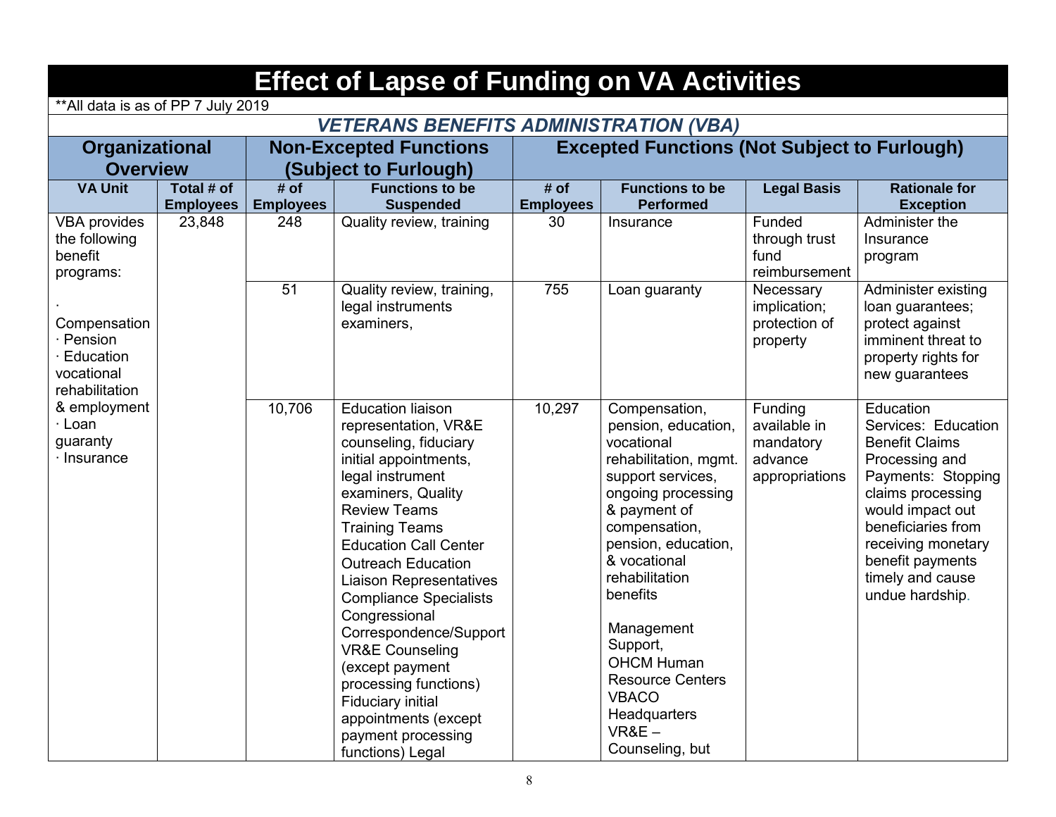# Effect of Lapse of Funding on VA Activities

**All data is as of PP 7 July 2019

## *VETERANS BENEFITS ADMINISTRATION (VBA)*

| Organizational Overview | | Non-Excepted Functions (Subject to Furlough) | | Excepted Functions (Not Subject to Furlough) | | | |
|---|---|---|---|---|---|---|---|
| **VA Unit** | **Total # of Employees** | **# of Employees** | **Functions to be Suspended** | **# of Employees** | **Functions to be Performed** | **Legal Basis** | **Rationale for Exception** |
| VBA provides the following benefit programs: · Compensation · Pension · Education vocational rehabilitation & employment · Loan guaranty · Insurance | 23,848 | 248 | Quality review, training | 30 | Insurance | Funded through trust fund reimbursement | Administer the Insurance program |
| | | 51 | Quality review, training, legal instruments examiners, | 755 | Loan guaranty | Necessary implication; protection of property | Administer existing loan guarantees; protect against imminent threat to property rights for new guarantees |
| | | 10,706 | Education liaison representation, VR&E counseling, fiduciary initial appointments, legal instrument examiners, Quality Review Teams Training Teams Education Call Center Outreach Education Liaison Representatives Compliance Specialists Congressional Correspondence/Support VR&E Counseling (except payment processing functions) Fiduciary initial appointments (except payment processing functions) Legal | 10,297 | Compensation, pension, education, vocational rehabilitation, mgmt. support services, ongoing processing & payment of compensation, pension, education, & vocational rehabilitation benefits<br><br>Management Support, OHCM Human Resource Centers VBACO Headquarters VR&E – Counseling, but | Funding available in mandatory advance appropriations | Education Services: Education Benefit Claims Processing and Payments: Stopping claims processing would impact out beneficiaries from receiving monetary benefit payments timely and cause undue hardship. |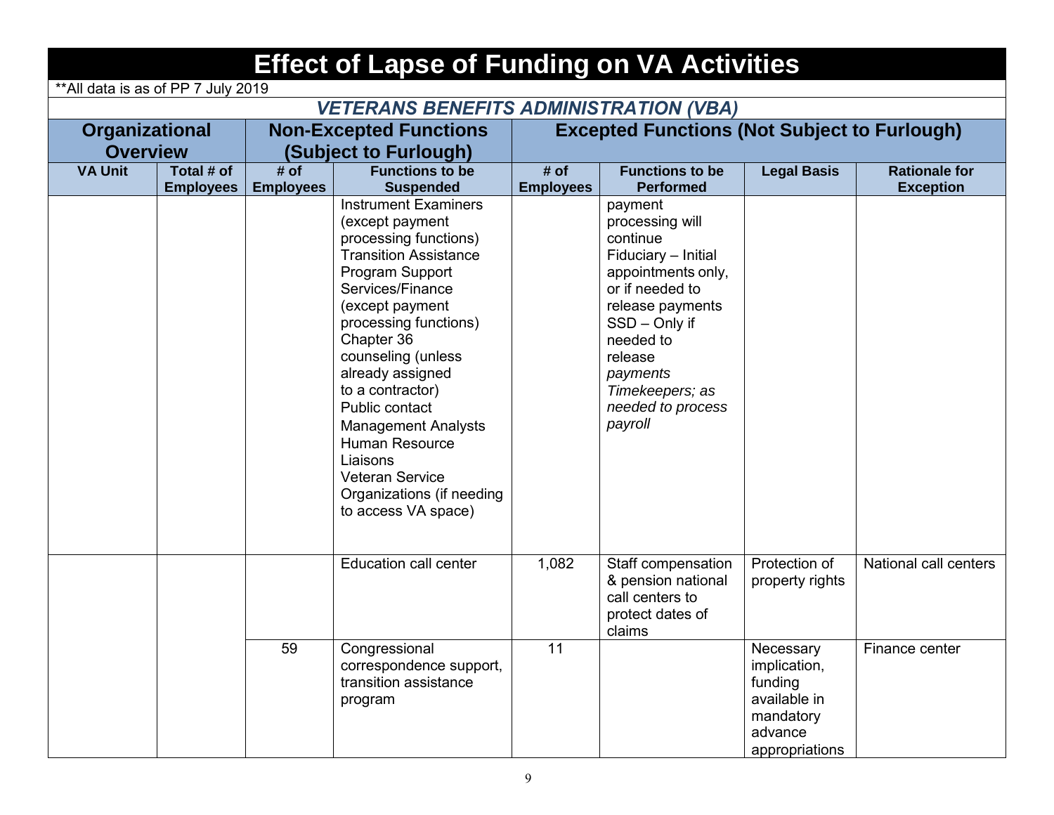# Effect of Lapse of Funding on VA Activities

**All data is as of PP 7 July 2019

## *VETERANS BENEFITS ADMINISTRATION (VBA)*

| Organizational Overview | | Non-Excepted Functions (Subject to Furlough) | | Excepted Functions (Not Subject to Furlough) | | | |
|---|---|---|---|---|---|---|---|
| **VA Unit** | **Total # of Employees** | **# of Employees** | **Functions to be Suspended** | **# of Employees** | **Functions to be Performed** | **Legal Basis** | **Rationale for Exception** |
| | | | Instrument Examiners (except payment processing functions)<br>Transition Assistance Program Support<br>Services/Finance (except payment processing functions)<br>Chapter 36 counseling (unless already assigned to a contractor)<br>Public contact<br>Management Analysts<br>Human Resource Liaisons<br>Veteran Service Organizations (if needing to access VA space) | | payment processing will continue<br>Fiduciary – Initial appointments only, or if needed to release payments<br>SSD – Only if needed to release *payments*<br>*Timekeepers; as needed to process payroll* | | |
| | | | Education call center | 1,082 | Staff compensation & pension national call centers to protect dates of claims | Protection of property rights | National call centers |
| | | 59 | Congressional correspondence support, transition assistance program | 11 | | Necessary implication, funding available in mandatory advance appropriations | Finance center |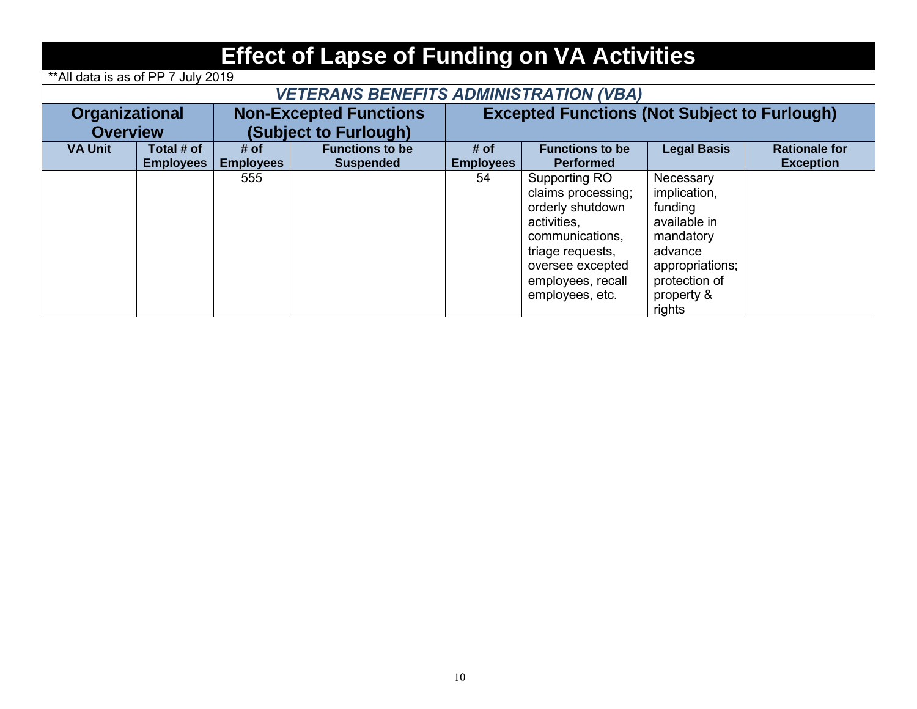# Effect of Lapse of Funding on VA Activities

**All data is as of PP 7 July 2019

## *VETERANS BENEFITS ADMINISTRATION (VBA)*

| Organizational Overview | | Non-Excepted Functions (Subject to Furlough) | | Excepted Functions (Not Subject to Furlough) | | | |
|---|---|---|---|---|---|---|---|
| **VA Unit** | **Total # of Employees** | **# of Employees** | **Functions to be Suspended** | **# of Employees** | **Functions to be Performed** | **Legal Basis** | **Rationale for Exception** |
| | | 555 | | 54 | Supporting RO claims processing; orderly shutdown activities, communications, triage requests, oversee excepted employees, recall employees, etc. | Necessary implication, funding available in mandatory advance appropriations; protection of property & rights | |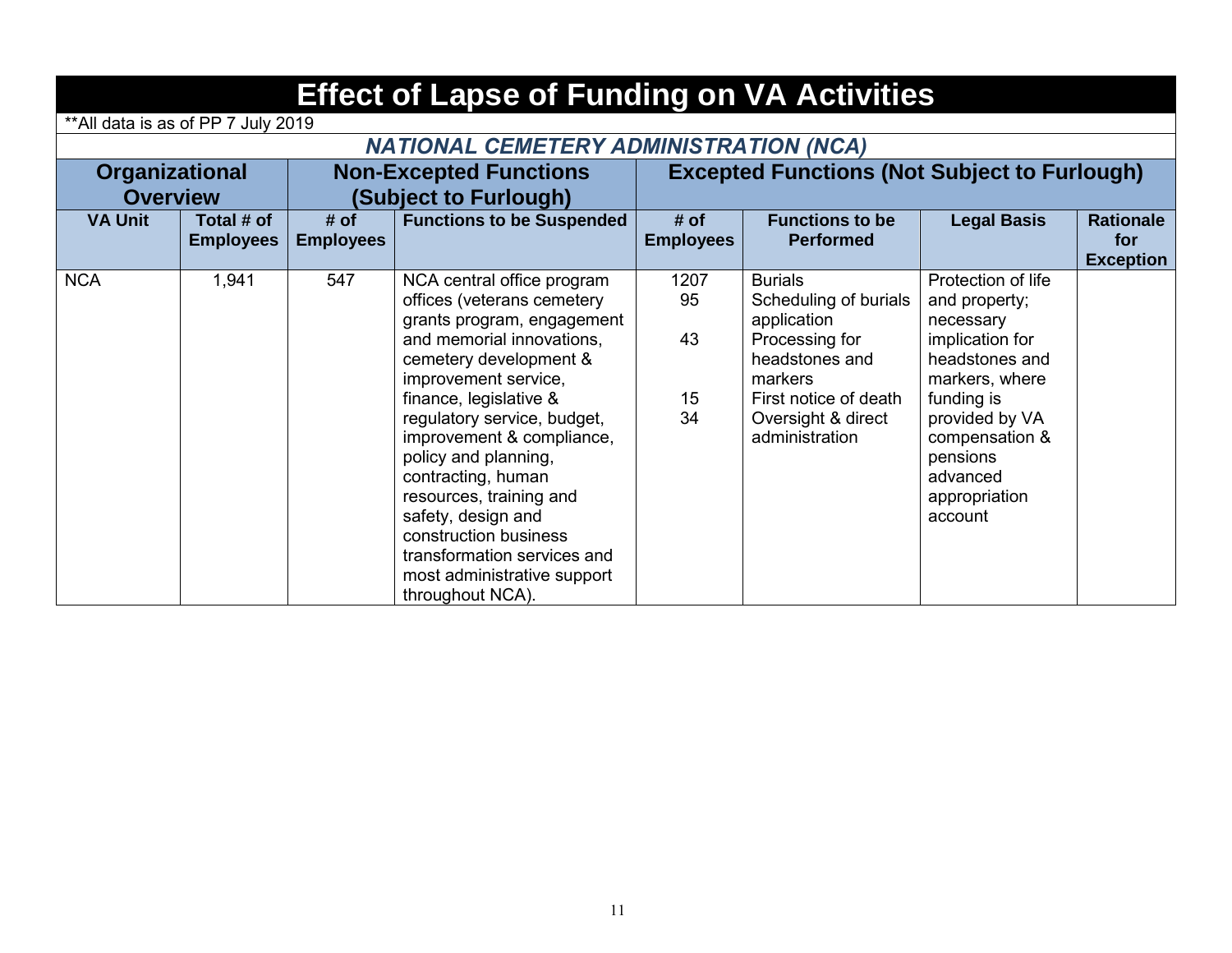# Effect of Lapse of Funding on VA Activities

**All data is as of PP 7 July 2019

## *NATIONAL CEMETERY ADMINISTRATION (NCA)*

| Organizational Overview | | Non-Excepted Functions (Subject to Furlough) | | Excepted Functions (Not Subject to Furlough) | | | |
|---|---|---|---|---|---|---|---|
| **VA Unit** | **Total # of Employees** | **# of Employees** | **Functions to be Suspended** | **# of Employees** | **Functions to be Performed** | **Legal Basis** | **Rationale for Exception** |
| NCA | 1,941 | 547 | NCA central office program offices (veterans cemetery grants program, engagement and memorial innovations, cemetery development & improvement service, finance, legislative & regulatory service, budget, improvement & compliance, policy and planning, contracting, human resources, training and safety, design and construction business transformation services and most administrative support throughout NCA). | 1207<br>95<br><br>43<br><br>15<br>34 | Burials<br>Scheduling of burials application<br>Processing for headstones and markers<br>First notice of death<br>Oversight & direct administration | Protection of life and property; necessary implication for headstones and markers, where funding is provided by VA compensation & pensions advanced appropriation account | |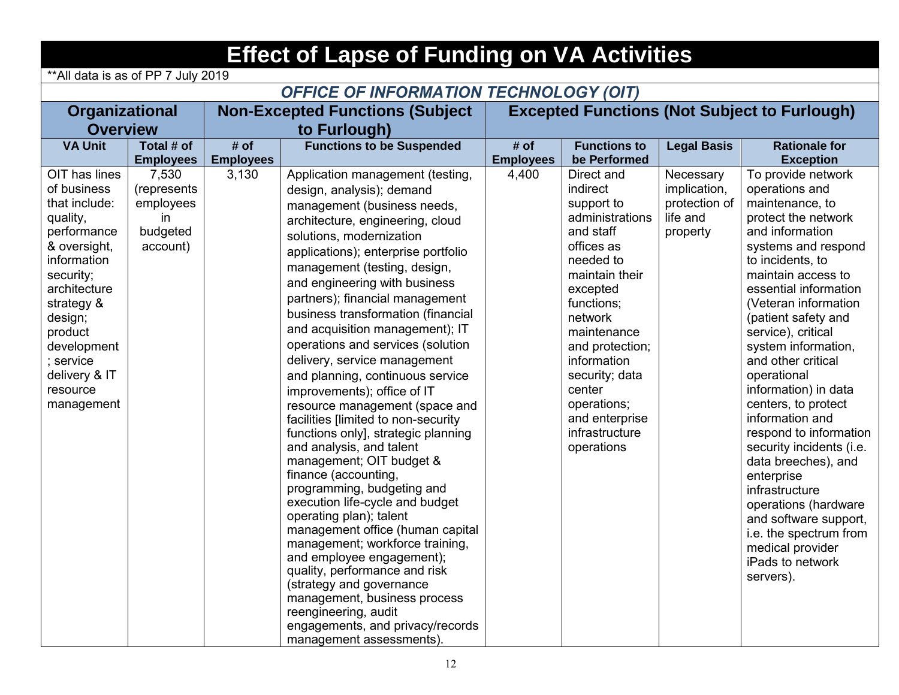# Effect of Lapse of Funding on VA Activities

**All data is as of PP 7 July 2019

## *OFFICE OF INFORMATION TECHNOLOGY (OIT)*

| Organizational Overview | | Non-Excepted Functions (Subject to Furlough) | | Excepted Functions (Not Subject to Furlough) | | | |
|---|---|---|---|---|---|---|---|
| **VA Unit** | **Total # of Employees** | **# of Employees** | **Functions to be Suspended** | **# of Employees** | **Functions to be Performed** | **Legal Basis** | **Rationale for Exception** |
| OIT has lines of business that include: quality, performance & oversight, information security; architecture strategy & design; product development; service delivery & IT resource management | 7,530 (represents employees in budgeted account) | 3,130 | Application management (testing, design, analysis); demand management (business needs, architecture, engineering, cloud solutions, modernization applications); enterprise portfolio management (testing, design, and engineering with business partners); financial management business transformation (financial and acquisition management); IT operations and services (solution delivery, service management and planning, continuous service improvements); office of IT resource management (space and facilities [limited to non-security functions only], strategic planning and analysis, and talent management; OIT budget & finance (accounting, programming, budgeting and execution life-cycle and budget operating plan); talent management office (human capital management; workforce training, and employee engagement); quality, performance and risk (strategy and governance management, business process reengineering, audit engagements, and privacy/records management assessments). | 4,400 | Direct and indirect support to administrations and staff offices as needed to maintain their excepted functions; network maintenance and protection; information security; data center operations; and enterprise infrastructure operations | Necessary implication, protection of life and property | To provide network operations and maintenance, to protect the network and information systems and respond to incidents, to maintain access to essential information (Veteran information (patient safety and service), critical system information, and other critical operational information) in data centers, to protect information and respond to information security incidents (i.e. data breeches), and enterprise infrastructure operations (hardware and software support, i.e. the spectrum from medical provider iPads to network servers). |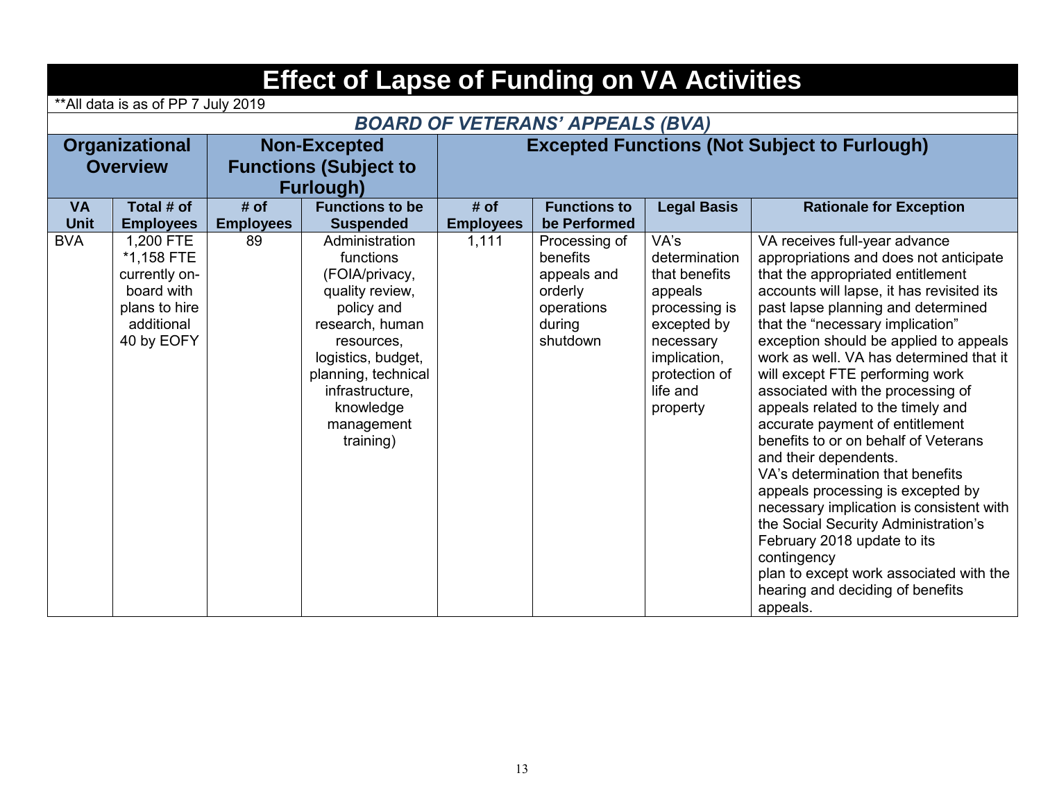# Effect of Lapse of Funding on VA Activities

**All data is as of PP 7 July 2019

## *BOARD OF VETERANS' APPEALS (BVA)*

| Organizational Overview | | Non-Excepted Functions (Subject to Furlough) | | Excepted Functions (Not Subject to Furlough) | | | |
|---|---|---|---|---|---|---|---|
| **VA Unit** | **Total # of Employees** | **# of Employees** | **Functions to be Suspended** | **# of Employees** | **Functions to be Performed** | **Legal Basis** | **Rationale for Exception** |
| BVA | 1,200 FTE *1,158 FTE currently on-board with plans to hire additional 40 by EOFY | 89 | Administration functions (FOIA/privacy, quality review, policy and research, human resources, logistics, budget, planning, technical infrastructure, knowledge management training) | 1,111 | Processing of benefits appeals and orderly operations during shutdown | VA's determination that benefits appeals processing is excepted by necessary implication, protection of life and property | VA receives full-year advance appropriations and does not anticipate that the appropriated entitlement accounts will lapse, it has revisited its past lapse planning and determined that the "necessary implication" exception should be applied to appeals work as well. VA has determined that it will except FTE performing work associated with the processing of appeals related to the timely and accurate payment of entitlement benefits to or on behalf of Veterans and their dependents.<br>VA's determination that benefits appeals processing is excepted by necessary implication is consistent with the Social Security Administration's February 2018 update to its contingency plan to except work associated with the hearing and deciding of benefits appeals. |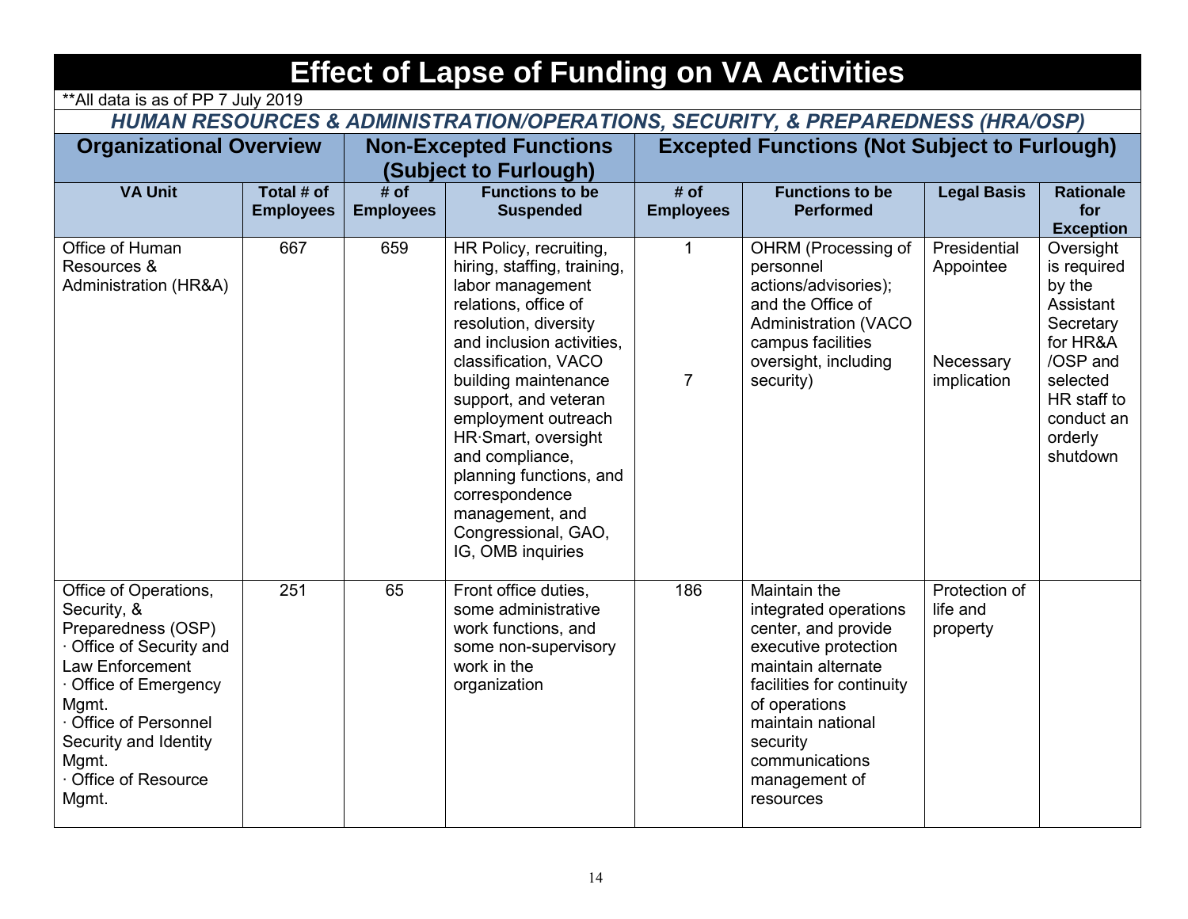# Effect of Lapse of Funding on VA Activities

**All data is as of PP 7 July 2019

***HUMAN RESOURCES & ADMINISTRATION/OPERATIONS, SECURITY, & PREPAREDNESS (HRA/OSP)***

| Organizational Overview | | Non-Excepted Functions (Subject to Furlough) | | Excepted Functions (Not Subject to Furlough) | | | |
|---|---|---|---|---|---|---|---|
| **VA Unit** | **Total # of Employees** | **# of Employees** | **Functions to be Suspended** | **# of Employees** | **Functions to be Performed** | **Legal Basis** | **Rationale for Exception** |
| Office of Human Resources & Administration (HR&A) | 667 | 659 | HR Policy, recruiting, hiring, staffing, training, labor management relations, office of resolution, diversity and inclusion activities, classification, VACO building maintenance support, and veteran employment outreach HR·Smart, oversight and compliance, planning functions, and correspondence management, and Congressional, GAO, IG, OMB inquiries | 1<br><br>7 | OHRM (Processing of personnel actions/advisories); and the Office of Administration (VACO campus facilities oversight, including security) | Presidential Appointee<br><br>Necessary implication | Oversight is required by the Assistant Secretary for HR&A /OSP and selected HR staff to conduct an orderly shutdown |
| Office of Operations, Security, & Preparedness (OSP)<br>· Office of Security and Law Enforcement<br>· Office of Emergency Mgmt.<br>· Office of Personnel Security and Identity Mgmt.<br>· Office of Resource Mgmt. | 251 | 65 | Front office duties, some administrative work functions, and some non-supervisory work in the organization | 186 | Maintain the integrated operations center, and provide executive protection maintain alternate facilities for continuity of operations maintain national security communications management of resources | Protection of life and property | |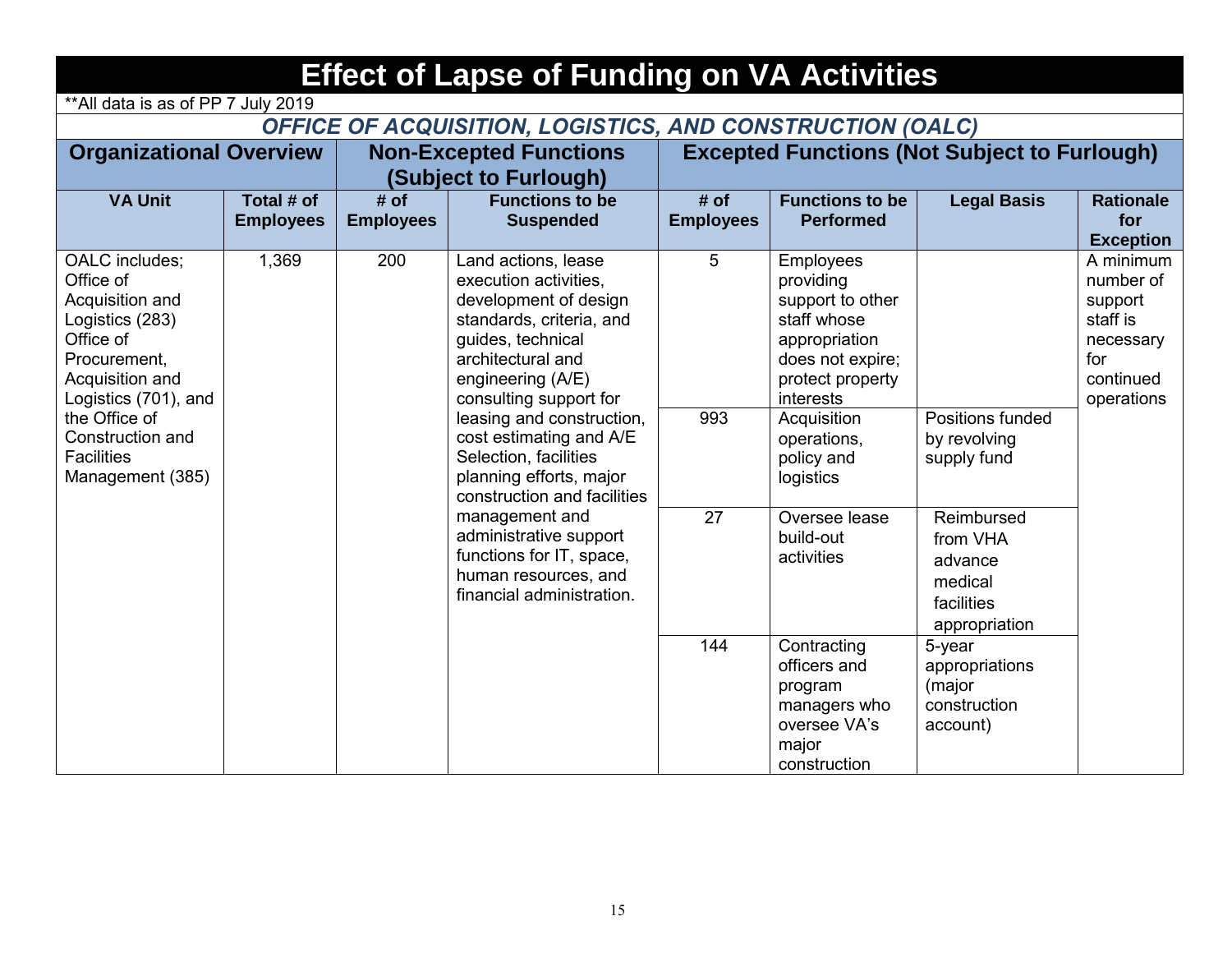# Effect of Lapse of Funding on VA Activities

**All data is as of PP 7 July 2019

## *OFFICE OF ACQUISITION, LOGISTICS, AND CONSTRUCTION (OALC)*

| Organizational Overview | | Non-Excepted Functions (Subject to Furlough) | | Excepted Functions (Not Subject to Furlough) | | | |
|---|---|---|---|---|---|---|---|
| **VA Unit** | **Total # of Employees** | **# of Employees** | **Functions to be Suspended** | **# of Employees** | **Functions to be Performed** | **Legal Basis** | **Rationale for Exception** |
| OALC includes; Office of Acquisition and Logistics (283) Office of Procurement, Acquisition and Logistics (701), and the Office of Construction and Facilities Management (385) | 1,369 | 200 | Land actions, lease execution activities, development of design standards, criteria, and guides, technical architectural and engineering (A/E) consulting support for leasing and construction, cost estimating and A/E Selection, facilities planning efforts, major construction and facilities management and administrative support functions for IT, space, human resources, and financial administration. | 5 | Employees providing support to other staff whose appropriation does not expire; protect property interests | | A minimum number of support staff is necessary for continued operations |
| | | | | 993 | Acquisition operations, policy and logistics | Positions funded by revolving supply fund | |
| | | | | 27 | Oversee lease build-out activities | Reimbursed from VHA advance medical facilities appropriation | |
| | | | | 144 | Contracting officers and program managers who oversee VA's major construction | 5-year appropriations (major construction account) | |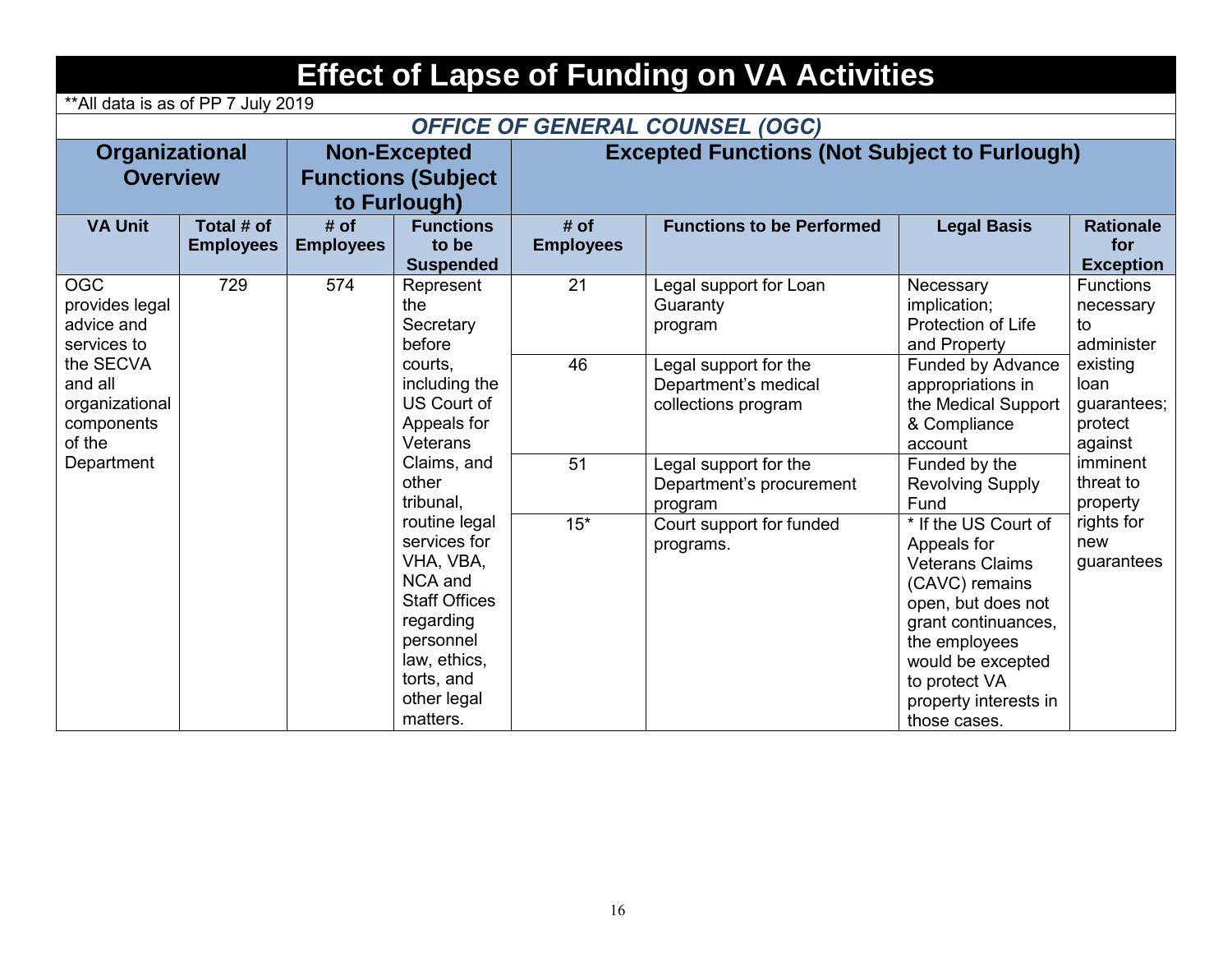# Effect of Lapse of Funding on VA Activities

**All data is as of PP 7 July 2019

## *OFFICE OF GENERAL COUNSEL (OGC)*

| Organizational Overview | | Non-Excepted Functions (Subject to Furlough) | | Excepted Functions (Not Subject to Furlough) | | | |
|---|---|---|---|---|---|---|---|
| **VA Unit** | **Total # of Employees** | **# of Employees** | **Functions to be Suspended** | **# of Employees** | **Functions to be Performed** | **Legal Basis** | **Rationale for Exception** |
| OGC provides legal advice and services to the SECVA and all organizational components of the Department | 729 | 574 | Represent the Secretary before courts, including the US Court of Appeals for Veterans Claims, and other tribunal, routine legal services for VHA, VBA, NCA and Staff Offices regarding personnel law, ethics, torts, and other legal matters. | 21 | Legal support for Loan Guaranty program | Necessary implication; Protection of Life and Property | Functions necessary to administer existing loan guarantees; protect against imminent threat to property rights for new guarantees |
| | | | | 46 | Legal support for the Department's medical collections program | Funded by Advance appropriations in the Medical Support & Compliance account | |
| | | | | 51 | Legal support for the Department's procurement program | Funded by the Revolving Supply Fund | |
| | | | | 15* | Court support for funded programs. | * If the US Court of Appeals for Veterans Claims (CAVC) remains open, but does not grant continuances, the employees would be excepted to protect VA property interests in those cases. | |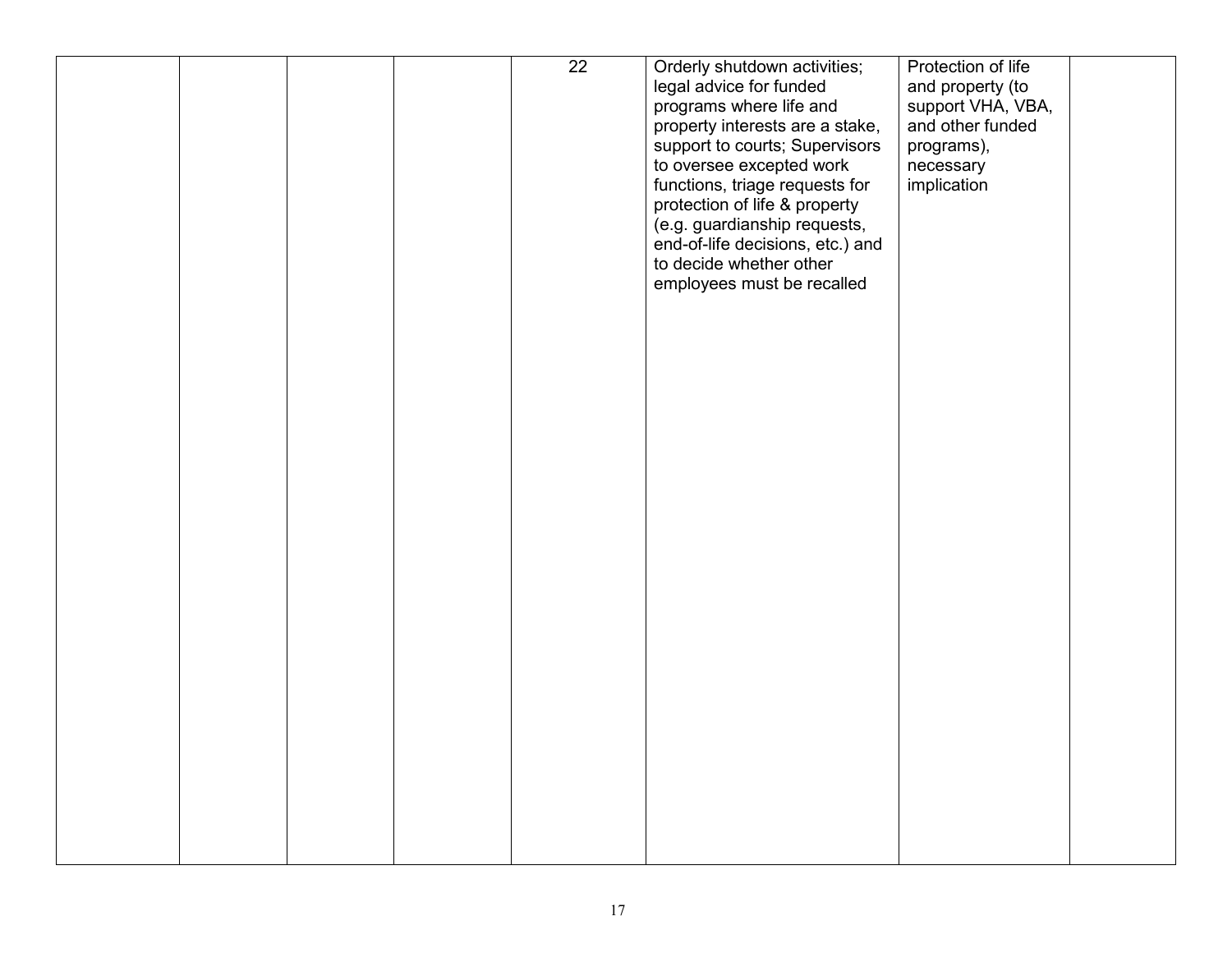| | | | | | | | |
|---|---|---|---|---|---|---|---|
| | | | | 22 | Orderly shutdown activities; legal advice for funded programs where life and property interests are a stake, support to courts; Supervisors to oversee excepted work functions, triage requests for protection of life & property (e.g. guardianship requests, end-of-life decisions, etc.) and to decide whether other employees must be recalled | Protection of life and property (to support VHA, VBA, and other funded programs), necessary implication | |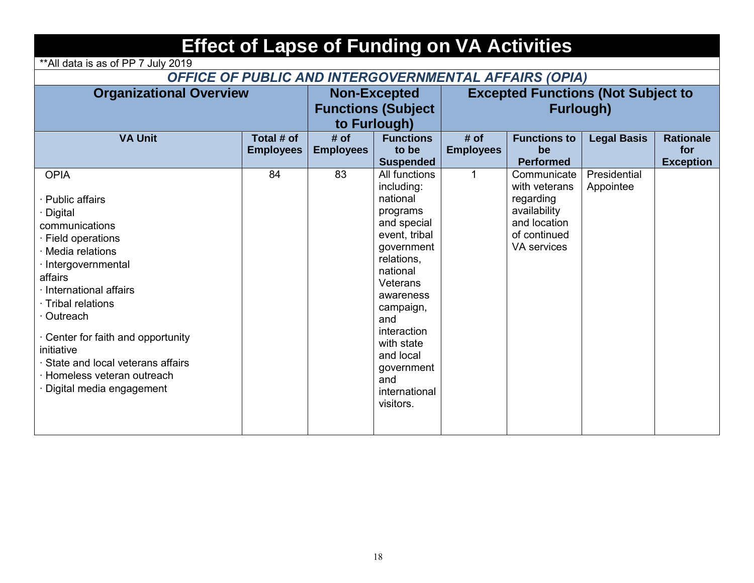# Effect of Lapse of Funding on VA Activities

**All data is as of PP 7 July 2019

## *OFFICE OF PUBLIC AND INTERGOVERNMENTAL AFFAIRS (OPIA)*

| Organizational Overview | | Non-Excepted Functions (Subject to Furlough) | | Excepted Functions (Not Subject to Furlough) | | | |
|---|---|---|---|---|---|---|---|
| **VA Unit** | **Total # of Employees** | **# of Employees** | **Functions to be Suspended** | **# of Employees** | **Functions to be Performed** | **Legal Basis** | **Rationale for Exception** |
| OPIA<br><br>· Public affairs<br>· Digital communications<br>· Field operations<br>· Media relations<br>· Intergovernmental affairs<br>· International affairs<br>· Tribal relations<br>· Outreach<br>· Center for faith and opportunity initiative<br>· State and local veterans affairs<br>· Homeless veteran outreach<br>· Digital media engagement | 84 | 83 | All functions including: national programs and special event, tribal government relations, national Veterans awareness campaign, and interaction with state and local government and international visitors. | 1 | Communicate with veterans regarding availability and location of continued VA services | Presidential Appointee | |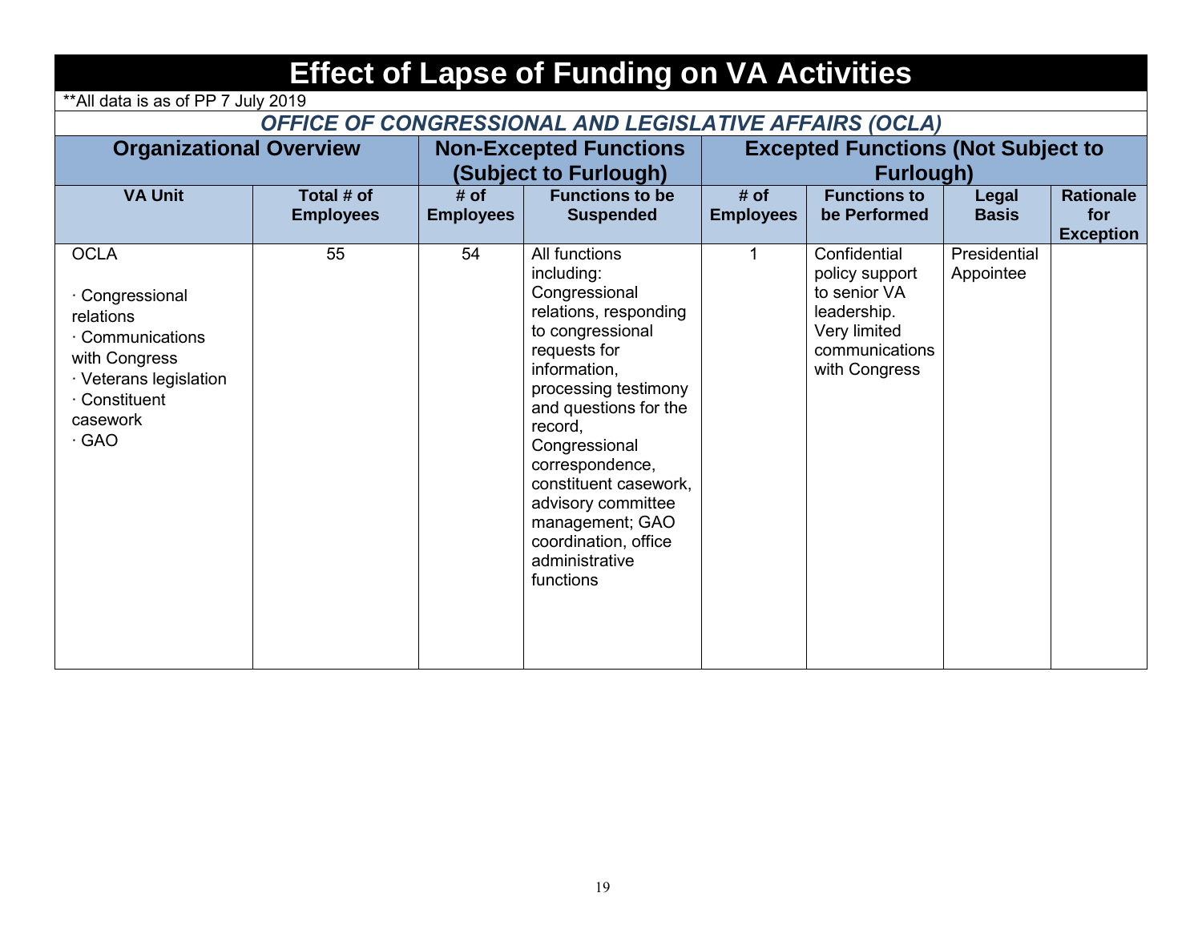# Effect of Lapse of Funding on VA Activities

**All data is as of PP 7 July 2019

## *OFFICE OF CONGRESSIONAL AND LEGISLATIVE AFFAIRS (OCLA)*

| Organizational Overview | | Non-Excepted Functions (Subject to Furlough) | | Excepted Functions (Not Subject to Furlough) | | | |
|---|---|---|---|---|---|---|---|
| **VA Unit** | **Total # of Employees** | **# of Employees** | **Functions to be Suspended** | **# of Employees** | **Functions to be Performed** | **Legal Basis** | **Rationale for Exception** |
| OCLA<br><br>· Congressional relations<br>· Communications with Congress<br>· Veterans legislation<br>· Constituent casework<br>· GAO | 55 | 54 | All functions including: Congressional relations, responding to congressional requests for information, processing testimony and questions for the record, Congressional correspondence, constituent casework, advisory committee management; GAO coordination, office administrative functions | 1 | Confidential policy support to senior VA leadership. Very limited communications with Congress | Presidential Appointee | |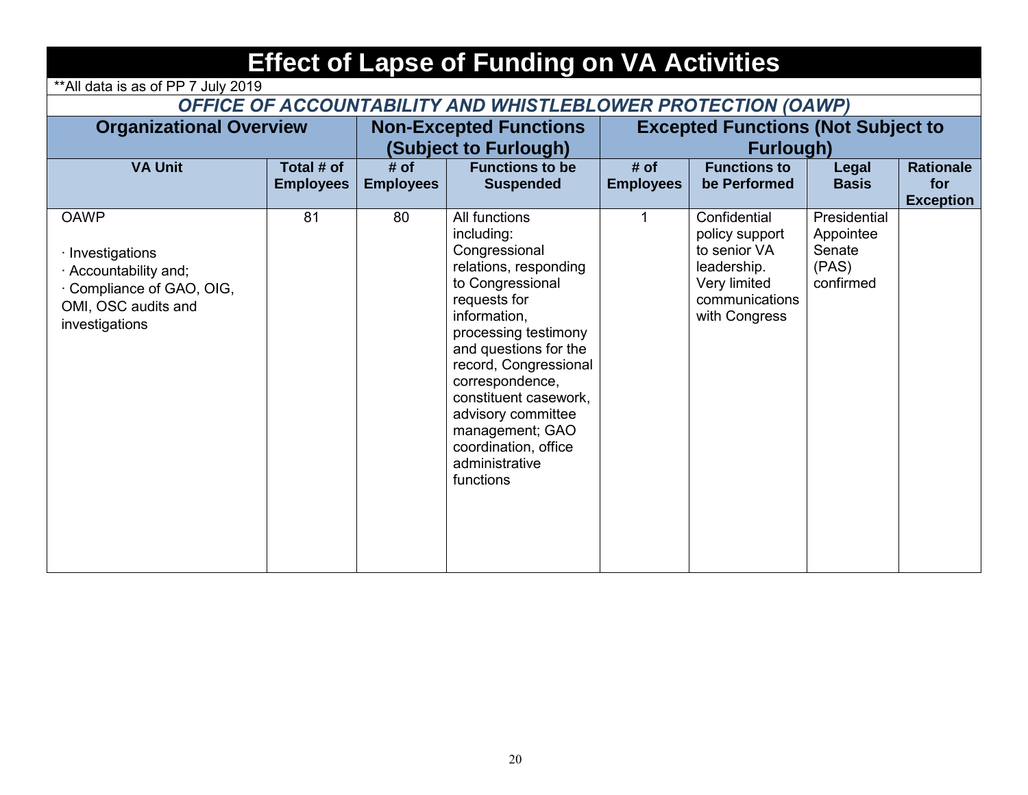# Effect of Lapse of Funding on VA Activities

**All data is as of PP 7 July 2019

## *OFFICE OF ACCOUNTABILITY AND WHISTLEBLOWER PROTECTION (OAWP)*

| Organizational Overview | | Non-Excepted Functions (Subject to Furlough) | | Excepted Functions (Not Subject to Furlough) | | | |
|---|---|---|---|---|---|---|---|
| **VA Unit** | **Total # of Employees** | **# of Employees** | **Functions to be Suspended** | **# of Employees** | **Functions to be Performed** | **Legal Basis** | **Rationale for Exception** |
| OAWP<br><br>· Investigations<br>· Accountability and;<br>· Compliance of GAO, OIG, OMI, OSC audits and investigations | 81 | 80 | All functions including: Congressional relations, responding to Congressional requests for information, processing testimony and questions for the record, Congressional correspondence, constituent casework, advisory committee management; GAO coordination, office administrative functions | 1 | Confidential policy support to senior VA leadership. Very limited communications with Congress | Presidential Appointee Senate (PAS) confirmed | |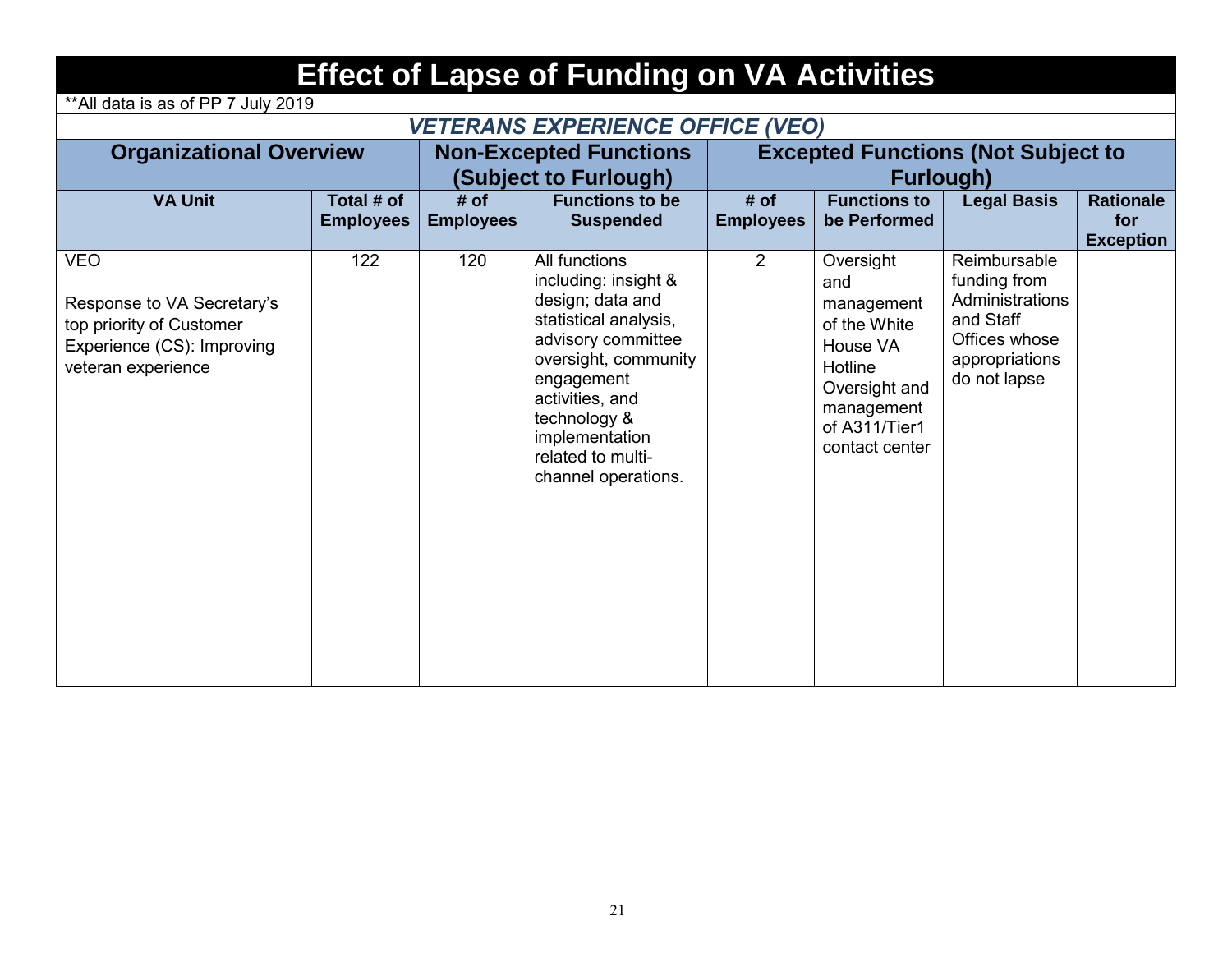# Effect of Lapse of Funding on VA Activities

**All data is as of PP 7 July 2019

## *VETERANS EXPERIENCE OFFICE (VEO)*

| Organizational Overview | | Non-Excepted Functions (Subject to Furlough) | | Excepted Functions (Not Subject to Furlough) | | | |
|---|---|---|---|---|---|---|---|
| **VA Unit** | **Total # of Employees** | **# of Employees** | **Functions to be Suspended** | **# of Employees** | **Functions to be Performed** | **Legal Basis** | **Rationale for Exception** |
| VEO<br><br>Response to VA Secretary's top priority of Customer Experience (CS): Improving veteran experience | 122 | 120 | All functions including: insight & design; data and statistical analysis, advisory committee oversight, community engagement activities, and technology & implementation related to multi-channel operations. | 2 | Oversight and management of the White House VA Hotline<br>Oversight and management of A311/Tier1 contact center | Reimbursable funding from Administrations and Staff Offices whose appropriations do not lapse | |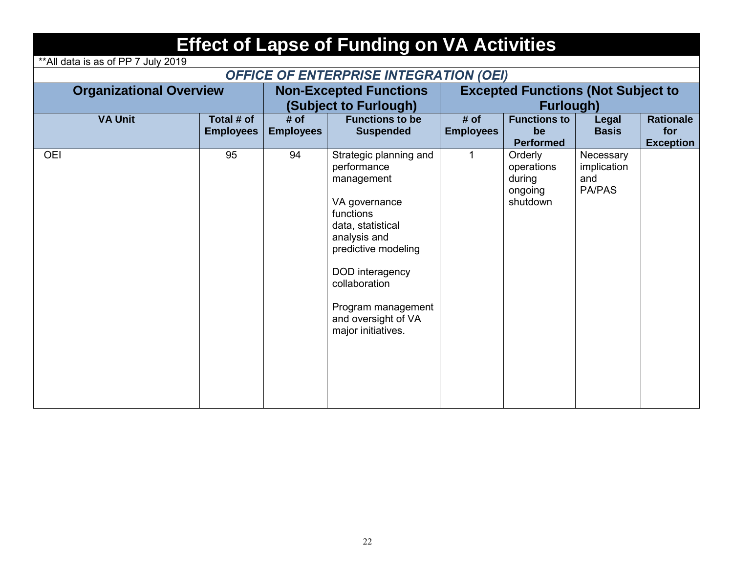# Effect of Lapse of Funding on VA Activities

**All data is as of PP 7 July 2019

## *OFFICE OF ENTERPRISE INTEGRATION (OEI)*

| Organizational Overview | | Non-Excepted Functions (Subject to Furlough) | | Excepted Functions (Not Subject to Furlough) | | | |
|---|---|---|---|---|---|---|---|
| **VA Unit** | **Total # of Employees** | **# of Employees** | **Functions to be Suspended** | **# of Employees** | **Functions to be Performed** | **Legal Basis** | **Rationale for Exception** |
| OEI | 95 | 94 | Strategic planning and performance management<br><br>VA governance functions<br>data, statistical analysis and predictive modeling<br><br>DOD interagency collaboration<br><br>Program management and oversight of VA major initiatives. | 1 | Orderly operations during ongoing shutdown | Necessary implication and PA/PAS | |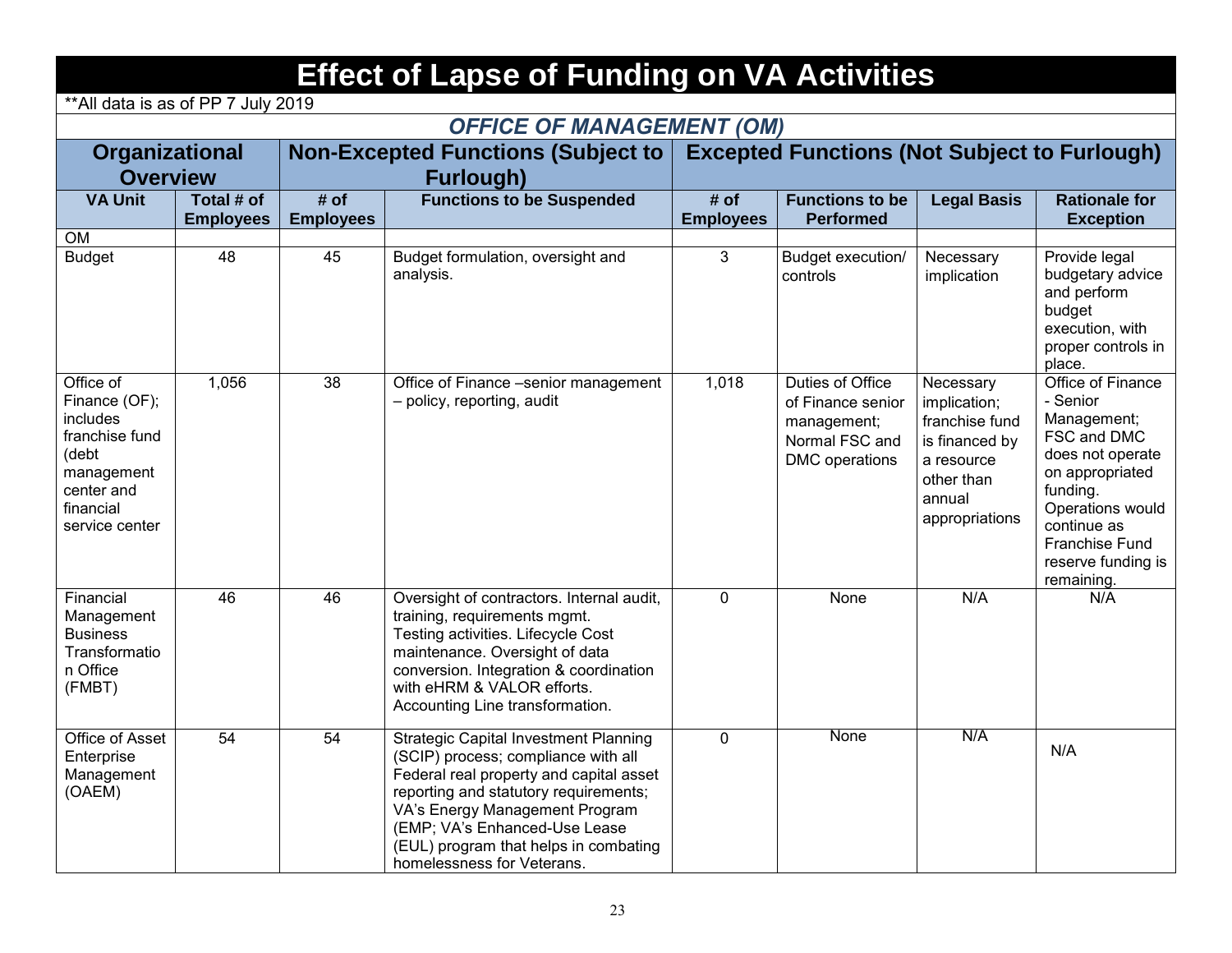# Effect of Lapse of Funding on VA Activities

**All data is as of PP 7 July 2019

## *OFFICE OF MANAGEMENT (OM)*

| Organizational Overview | | Non-Excepted Functions (Subject to Furlough) | | Excepted Functions (Not Subject to Furlough) | | | |
|---|---|---|---|---|---|---|---|
| **VA Unit** | **Total # of Employees** | **# of Employees** | **Functions to be Suspended** | **# of Employees** | **Functions to be Performed** | **Legal Basis** | **Rationale for Exception** |
| OM | | | | | | | |
| Budget | 48 | 45 | Budget formulation, oversight and analysis. | 3 | Budget execution/ controls | Necessary implication | Provide legal budgetary advice and perform budget execution, with proper controls in place. |
| Office of Finance (OF); includes franchise fund (debt management center and financial service center | 1,056 | 38 | Office of Finance –senior management – policy, reporting, audit | 1,018 | Duties of Office of Finance senior management; Normal FSC and DMC operations | Necessary implication; franchise fund is financed by a resource other than annual appropriations | Office of Finance - Senior Management; FSC and DMC does not operate on appropriated funding. Operations would continue as Franchise Fund reserve funding is remaining. |
| Financial Management Business Transformation Office (FMBT) | 46 | 46 | Oversight of contractors. Internal audit, training, requirements mgmt. Testing activities. Lifecycle Cost maintenance. Oversight of data conversion. Integration & coordination with eHRM & VALOR efforts. Accounting Line transformation. | 0 | None | N/A | N/A |
| Office of Asset Enterprise Management (OAEM) | 54 | 54 | Strategic Capital Investment Planning (SCIP) process; compliance with all Federal real property and capital asset reporting and statutory requirements; VA's Energy Management Program (EMP; VA's Enhanced-Use Lease (EUL) program that helps in combating homelessness for Veterans. | 0 | None | N/A | N/A |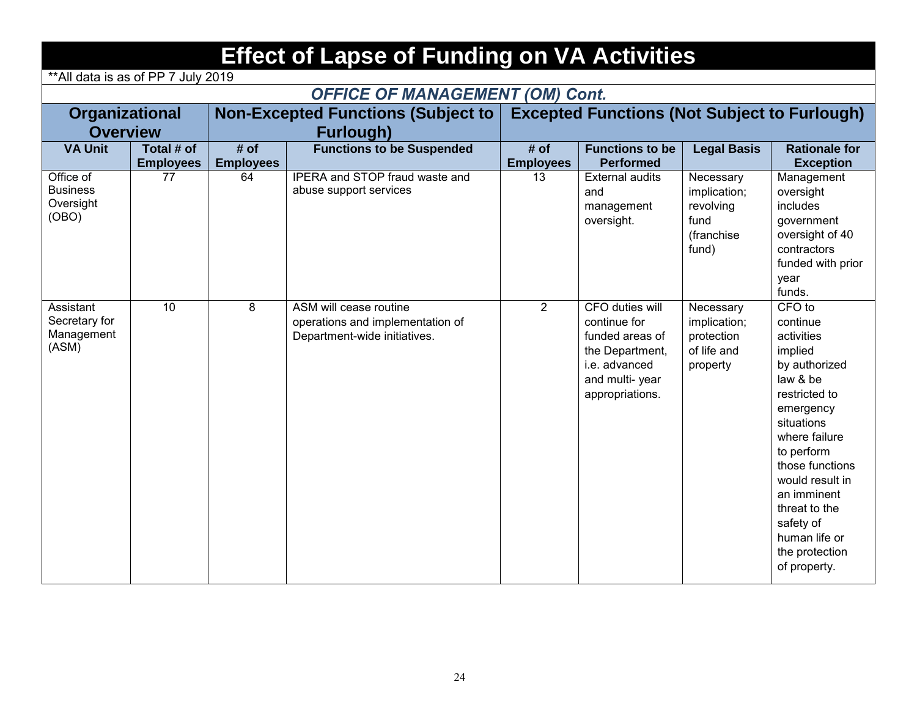# Effect of Lapse of Funding on VA Activities

**All data is as of PP 7 July 2019

## *OFFICE OF MANAGEMENT (OM) Cont.*

| Organizational Overview | | Non-Excepted Functions (Subject to Furlough) | | Excepted Functions (Not Subject to Furlough) | | | |
|---|---|---|---|---|---|---|---|
| **VA Unit** | **Total # of Employees** | **# of Employees** | **Functions to be Suspended** | **# of Employees** | **Functions to be Performed** | **Legal Basis** | **Rationale for Exception** |
| Office of Business Oversight (OBO) | 77 | 64 | IPERA and STOP fraud waste and abuse support services | 13 | External audits and management oversight. | Necessary implication; revolving fund (franchise fund) | Management oversight includes government oversight of 40 contractors funded with prior year funds. |
| Assistant Secretary for Management (ASM) | 10 | 8 | ASM will cease routine operations and implementation of Department-wide initiatives. | 2 | CFO duties will continue for funded areas of the Department, i.e. advanced and multi- year appropriations. | Necessary implication; protection of life and property | CFO to continue activities implied by authorized law & be restricted to emergency situations where failure to perform those functions would result in an imminent threat to the safety of human life or the protection of property. |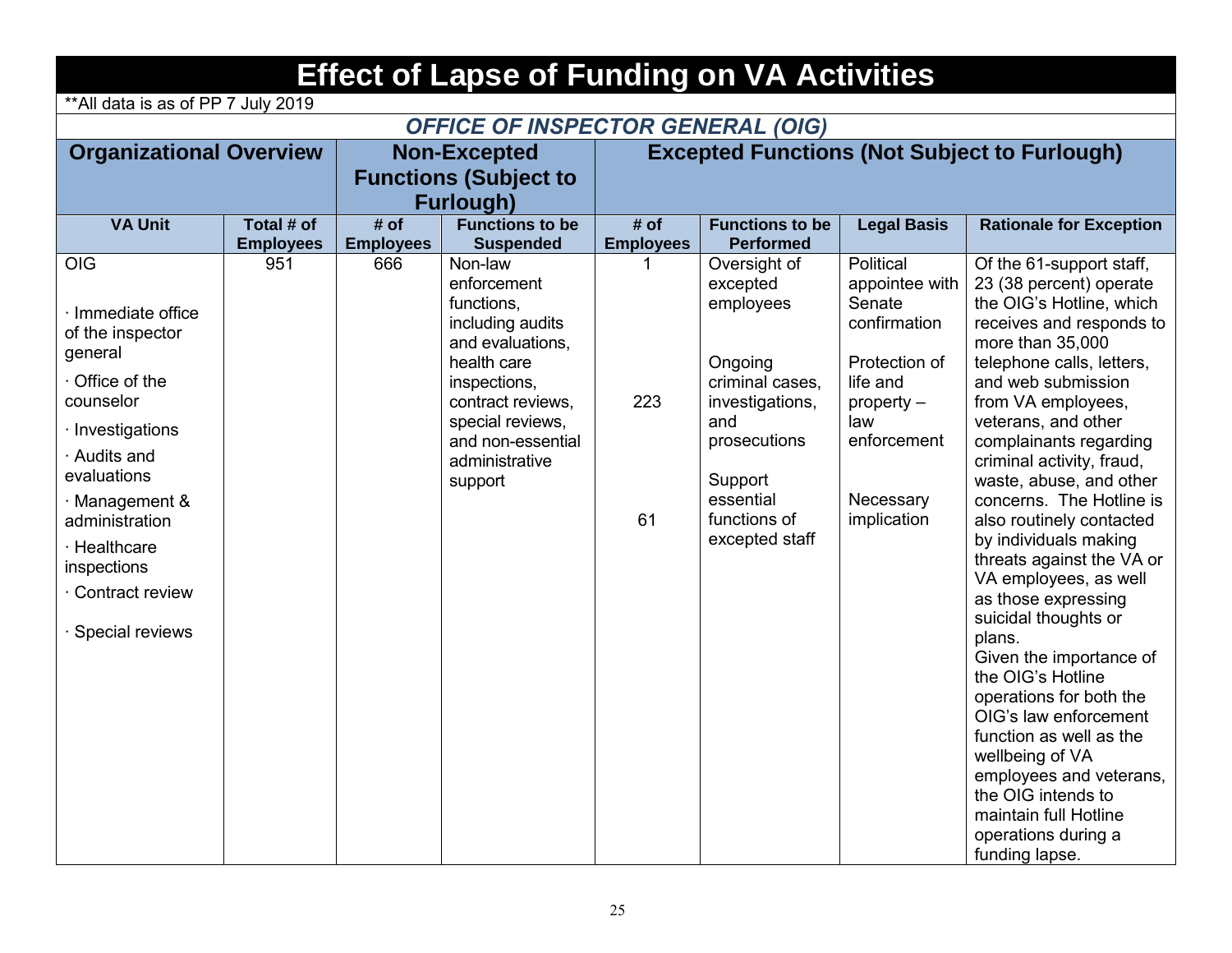# Effect of Lapse of Funding on VA Activities

**All data is as of PP 7 July 2019

## *OFFICE OF INSPECTOR GENERAL (OIG)*

| Organizational Overview | | Non-Excepted Functions (Subject to Furlough) | | Excepted Functions (Not Subject to Furlough) | | | |
|---|---|---|---|---|---|---|---|
| **VA Unit** | **Total # of Employees** | **# of Employees** | **Functions to be Suspended** | **# of Employees** | **Functions to be Performed** | **Legal Basis** | **Rationale for Exception** |
| OIG<br><br>· Immediate office of the inspector general<br>· Office of the counselor<br>· Investigations<br>· Audits and evaluations<br>· Management & administration<br>· Healthcare inspections<br>· Contract review<br>· Special reviews | 951 | 666 | Non-law enforcement functions, including audits and evaluations, health care inspections, contract reviews, special reviews, and non-essential administrative support | 1<br><br>223<br><br>61 | Oversight of excepted employees<br><br>Ongoing criminal cases, investigations, and prosecutions<br><br>Support essential functions of excepted staff | Political appointee with Senate confirmation<br><br>Protection of life and property – law enforcement<br><br>Necessary implication | Of the 61-support staff, 23 (38 percent) operate the OIG's Hotline, which receives and responds to more than 35,000 telephone calls, letters, and web submission from VA employees, veterans, and other complainants regarding criminal activity, fraud, waste, abuse, and other concerns. The Hotline is also routinely contacted by individuals making threats against the VA or VA employees, as well as those expressing suicidal thoughts or plans.<br>Given the importance of the OIG's Hotline operations for both the OIG's law enforcement function as well as the wellbeing of VA employees and veterans, the OIG intends to maintain full Hotline operations during a funding lapse. |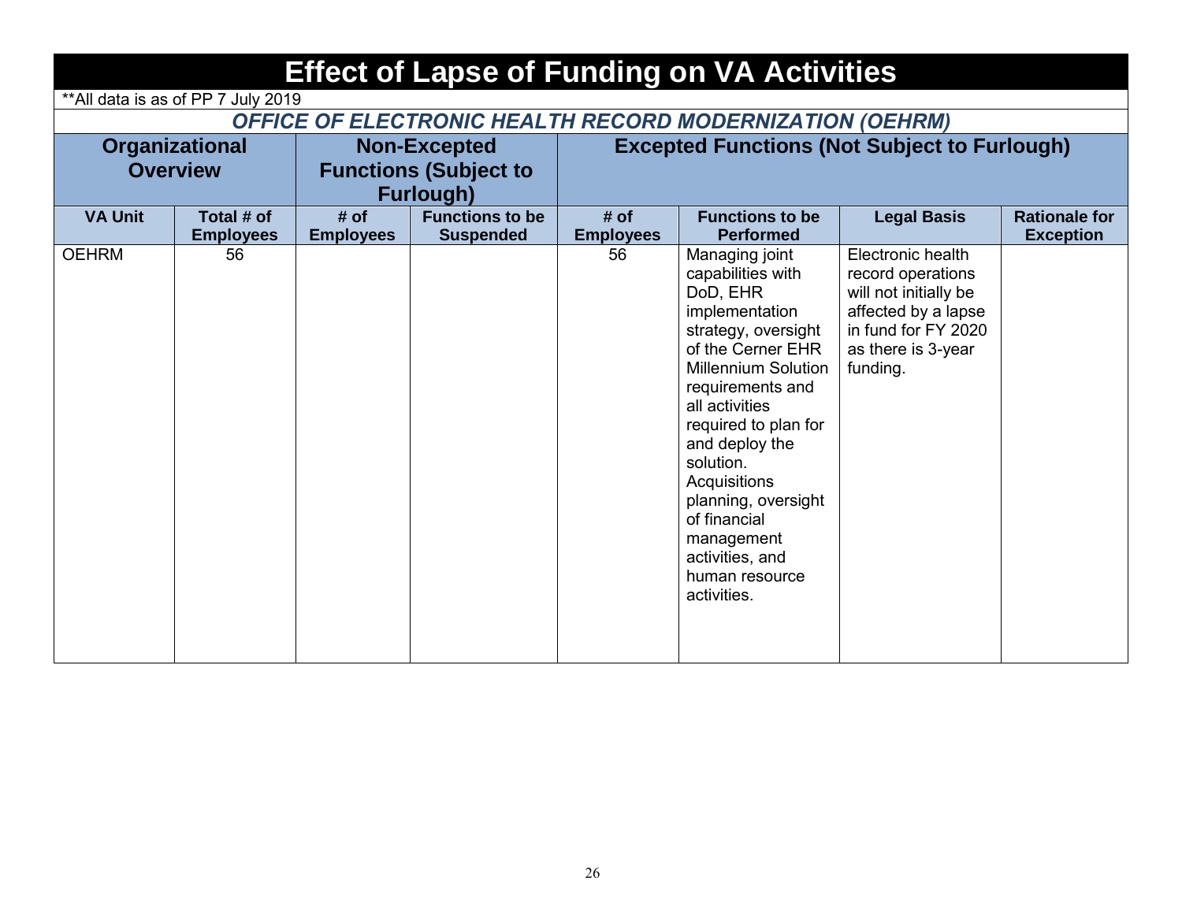# Effect of Lapse of Funding on VA Activities

**All data is as of PP 7 July 2019

## *OFFICE OF ELECTRONIC HEALTH RECORD MODERNIZATION (OEHRM)*

| Organizational Overview | | Non-Excepted Functions (Subject to Furlough) | | Excepted Functions (Not Subject to Furlough) | | | |
|---|---|---|---|---|---|---|---|
| **VA Unit** | **Total # of Employees** | **# of Employees** | **Functions to be Suspended** | **# of Employees** | **Functions to be Performed** | **Legal Basis** | **Rationale for Exception** |
| OEHRM | 56 | | | 56 | Managing joint capabilities with DoD, EHR implementation strategy, oversight of the Cerner EHR Millennium Solution requirements and all activities required to plan for and deploy the solution. Acquisitions planning, oversight of financial management activities, and human resource activities. | Electronic health record operations will not initially be affected by a lapse in fund for FY 2020 as there is 3-year funding. | |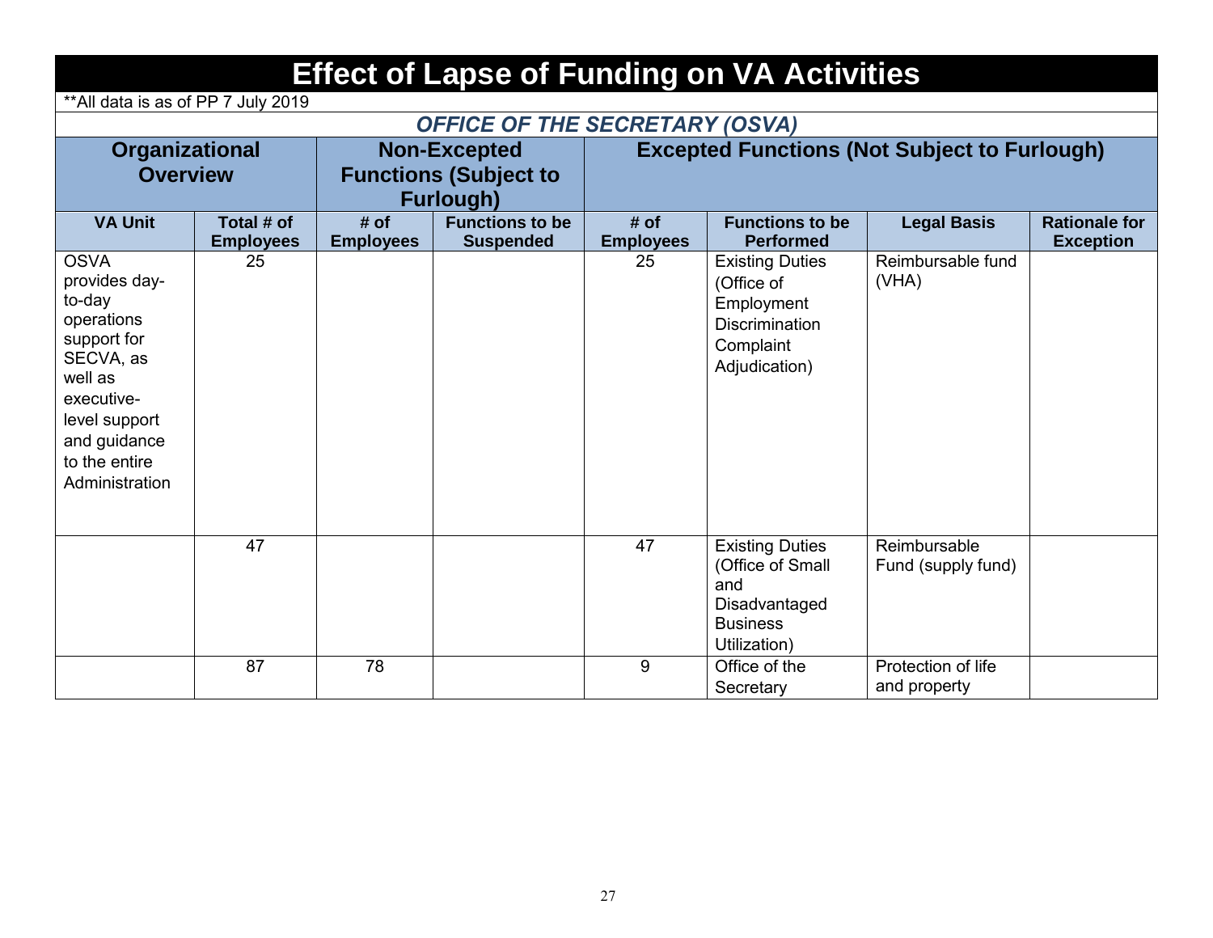# Effect of Lapse of Funding on VA Activities

**All data is as of PP 7 July 2019

## *OFFICE OF THE SECRETARY (OSVA)*

| Organizational Overview | | Non-Excepted Functions (Subject to Furlough) | | Excepted Functions (Not Subject to Furlough) | | | |
|---|---|---|---|---|---|---|---|
| **VA Unit** | **Total # of Employees** | **# of Employees** | **Functions to be Suspended** | **# of Employees** | **Functions to be Performed** | **Legal Basis** | **Rationale for Exception** |
| OSVA provides day-to-day operations support for SECVA, as well as executive-level support and guidance to the entire Administration | 25 | | | 25 | Existing Duties (Office of Employment Discrimination Complaint Adjudication) | Reimbursable fund (VHA) | |
| | 47 | | | 47 | Existing Duties (Office of Small and Disadvantaged Business Utilization) | Reimbursable Fund (supply fund) | |
| | 87 | 78 | | 9 | Office of the Secretary | Protection of life and property | |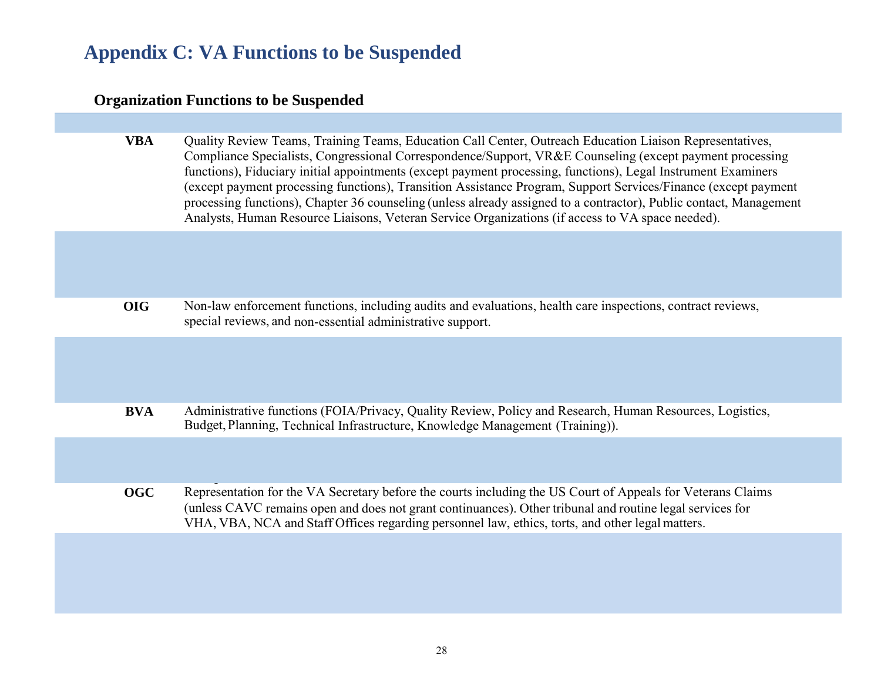# Appendix C: VA Functions to be Suspended

## Organization Functions to be Suspended

| | |
|---|---|
| **VBA** | Quality Review Teams, Training Teams, Education Call Center, Outreach Education Liaison Representatives, Compliance Specialists, Congressional Correspondence/Support, VR&E Counseling (except payment processing functions), Fiduciary initial appointments (except payment processing, functions), Legal Instrument Examiners (except payment processing functions), Transition Assistance Program, Support Services/Finance (except payment processing functions), Chapter 36 counseling (unless already assigned to a contractor), Public contact, Management Analysts, Human Resource Liaisons, Veteran Service Organizations (if access to VA space needed). |
| **OIG** | Non-law enforcement functions, including audits and evaluations, health care inspections, contract reviews, special reviews, and non-essential administrative support. |
| **BVA** | Administrative functions (FOIA/Privacy, Quality Review, Policy and Research, Human Resources, Logistics, Budget, Planning, Technical Infrastructure, Knowledge Management (Training)). |
| **OGC** | Representation for the VA Secretary before the courts including the US Court of Appeals for Veterans Claims (unless CAVC remains open and does not grant continuances). Other tribunal and routine legal services for VHA, VBA, NCA and Staff Offices regarding personnel law, ethics, torts, and other legal matters. |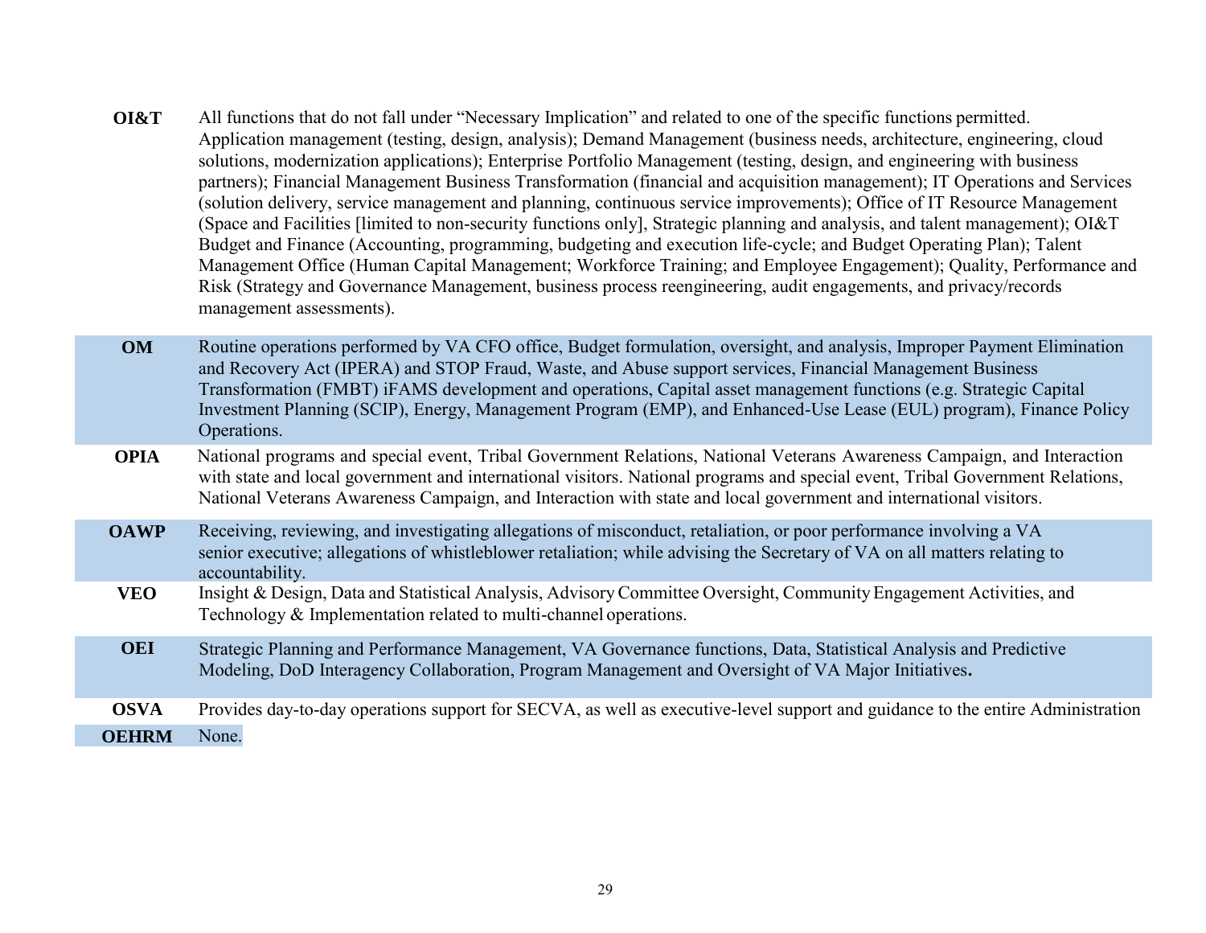| | |
|---|---|
| **OI&T** | All functions that do not fall under "Necessary Implication" and related to one of the specific functions permitted. Application management (testing, design, analysis); Demand Management (business needs, architecture, engineering, cloud solutions, modernization applications); Enterprise Portfolio Management (testing, design, and engineering with business partners); Financial Management Business Transformation (financial and acquisition management); IT Operations and Services (solution delivery, service management and planning, continuous service improvements); Office of IT Resource Management (Space and Facilities [limited to non-security functions only], Strategic planning and analysis, and talent management); OI&T Budget and Finance (Accounting, programming, budgeting and execution life-cycle; and Budget Operating Plan); Talent Management Office (Human Capital Management; Workforce Training; and Employee Engagement); Quality, Performance and Risk (Strategy and Governance Management, business process reengineering, audit engagements, and privacy/records management assessments). |
| **OM** | Routine operations performed by VA CFO office, Budget formulation, oversight, and analysis, Improper Payment Elimination and Recovery Act (IPERA) and STOP Fraud, Waste, and Abuse support services, Financial Management Business Transformation (FMBT) iFAMS development and operations, Capital asset management functions (e.g. Strategic Capital Investment Planning (SCIP), Energy, Management Program (EMP), and Enhanced-Use Lease (EUL) program), Finance Policy Operations. |
| **OPIA** | National programs and special event, Tribal Government Relations, National Veterans Awareness Campaign, and Interaction with state and local government and international visitors. National programs and special event, Tribal Government Relations, National Veterans Awareness Campaign, and Interaction with state and local government and international visitors. |
| **OAWP** | Receiving, reviewing, and investigating allegations of misconduct, retaliation, or poor performance involving a VA senior executive; allegations of whistleblower retaliation; while advising the Secretary of VA on all matters relating to accountability. |
| **VEO** | Insight & Design, Data and Statistical Analysis, Advisory Committee Oversight, Community Engagement Activities, and Technology & Implementation related to multi-channel operations. |
| **OEI** | Strategic Planning and Performance Management, VA Governance functions, Data, Statistical Analysis and Predictive Modeling, DoD Interagency Collaboration, Program Management and Oversight of VA Major Initiatives**.** |
| **OSVA** | Provides day-to-day operations support for SECVA, as well as executive-level support and guidance to the entire Administration |
| **OEHRM** | None. |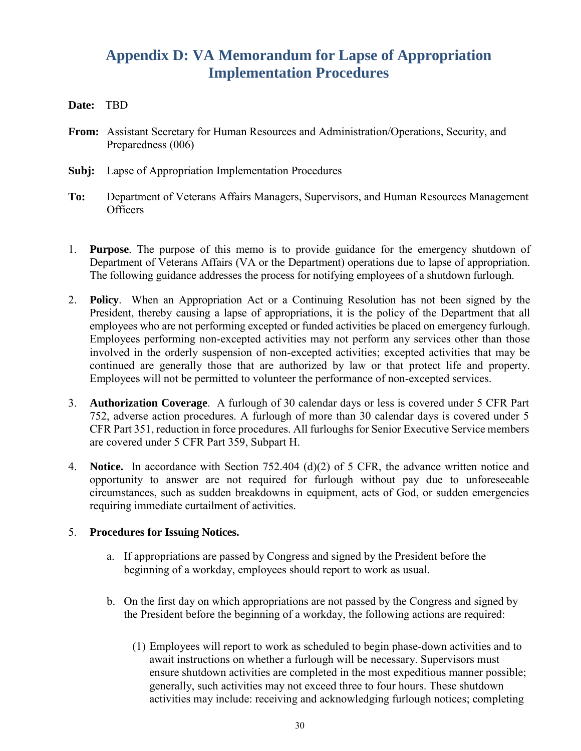# Appendix D: VA Memorandum for Lapse of Appropriation Implementation Procedures

**Date:** TBD

**From:** Assistant Secretary for Human Resources and Administration/Operations, Security, and Preparedness (006)

**Subj:** Lapse of Appropriation Implementation Procedures

**To:** Department of Veterans Affairs Managers, Supervisors, and Human Resources Management Officers

1. **Purpose**. The purpose of this memo is to provide guidance for the emergency shutdown of Department of Veterans Affairs (VA or the Department) operations due to lapse of appropriation. The following guidance addresses the process for notifying employees of a shutdown furlough.

2. **Policy**. When an Appropriation Act or a Continuing Resolution has not been signed by the President, thereby causing a lapse of appropriations, it is the policy of the Department that all employees who are not performing excepted or funded activities be placed on emergency furlough. Employees performing non-excepted activities may not perform any services other than those involved in the orderly suspension of non-excepted activities; excepted activities that may be continued are generally those that are authorized by law or that protect life and property. Employees will not be permitted to volunteer the performance of non-excepted services.

3. **Authorization Coverage**. A furlough of 30 calendar days or less is covered under 5 CFR Part 752, adverse action procedures. A furlough of more than 30 calendar days is covered under 5 CFR Part 351, reduction in force procedures. All furloughs for Senior Executive Service members are covered under 5 CFR Part 359, Subpart H.

4. **Notice.** In accordance with Section 752.404 (d)(2) of 5 CFR, the advance written notice and opportunity to answer are not required for furlough without pay due to unforeseeable circumstances, such as sudden breakdowns in equipment, acts of God, or sudden emergencies requiring immediate curtailment of activities.

5. **Procedures for Issuing Notices.**

   a. If appropriations are passed by Congress and signed by the President before the beginning of a workday, employees should report to work as usual.

   b. On the first day on which appropriations are not passed by the Congress and signed by the President before the beginning of a workday, the following actions are required:

      (1) Employees will report to work as scheduled to begin phase-down activities and to await instructions on whether a furlough will be necessary. Supervisors must ensure shutdown activities are completed in the most expeditious manner possible; generally, such activities may not exceed three to four hours. These shutdown activities may include: receiving and acknowledging furlough notices; completing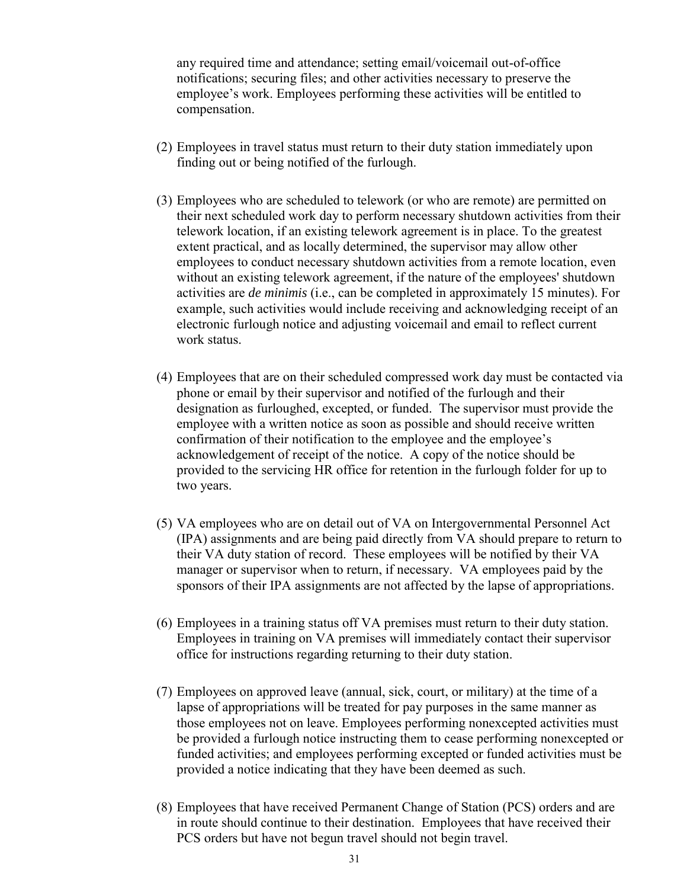any required time and attendance; setting email/voicemail out-of-office notifications; securing files; and other activities necessary to preserve the employee's work. Employees performing these activities will be entitled to compensation.

(2) Employees in travel status must return to their duty station immediately upon finding out or being notified of the furlough.

(3) Employees who are scheduled to telework (or who are remote) are permitted on their next scheduled work day to perform necessary shutdown activities from their telework location, if an existing telework agreement is in place. To the greatest extent practical, and as locally determined, the supervisor may allow other employees to conduct necessary shutdown activities from a remote location, even without an existing telework agreement, if the nature of the employees' shutdown activities are *de minimis* (i.e., can be completed in approximately 15 minutes). For example, such activities would include receiving and acknowledging receipt of an electronic furlough notice and adjusting voicemail and email to reflect current work status.

(4) Employees that are on their scheduled compressed work day must be contacted via phone or email by their supervisor and notified of the furlough and their designation as furloughed, excepted, or funded. The supervisor must provide the employee with a written notice as soon as possible and should receive written confirmation of their notification to the employee and the employee's acknowledgement of receipt of the notice. A copy of the notice should be provided to the servicing HR office for retention in the furlough folder for up to two years.

(5) VA employees who are on detail out of VA on Intergovernmental Personnel Act (IPA) assignments and are being paid directly from VA should prepare to return to their VA duty station of record. These employees will be notified by their VA manager or supervisor when to return, if necessary. VA employees paid by the sponsors of their IPA assignments are not affected by the lapse of appropriations.

(6) Employees in a training status off VA premises must return to their duty station. Employees in training on VA premises will immediately contact their supervisor office for instructions regarding returning to their duty station.

(7) Employees on approved leave (annual, sick, court, or military) at the time of a lapse of appropriations will be treated for pay purposes in the same manner as those employees not on leave. Employees performing nonexcepted activities must be provided a furlough notice instructing them to cease performing nonexcepted or funded activities; and employees performing excepted or funded activities must be provided a notice indicating that they have been deemed as such.

(8) Employees that have received Permanent Change of Station (PCS) orders and are in route should continue to their destination. Employees that have received their PCS orders but have not begun travel should not begin travel.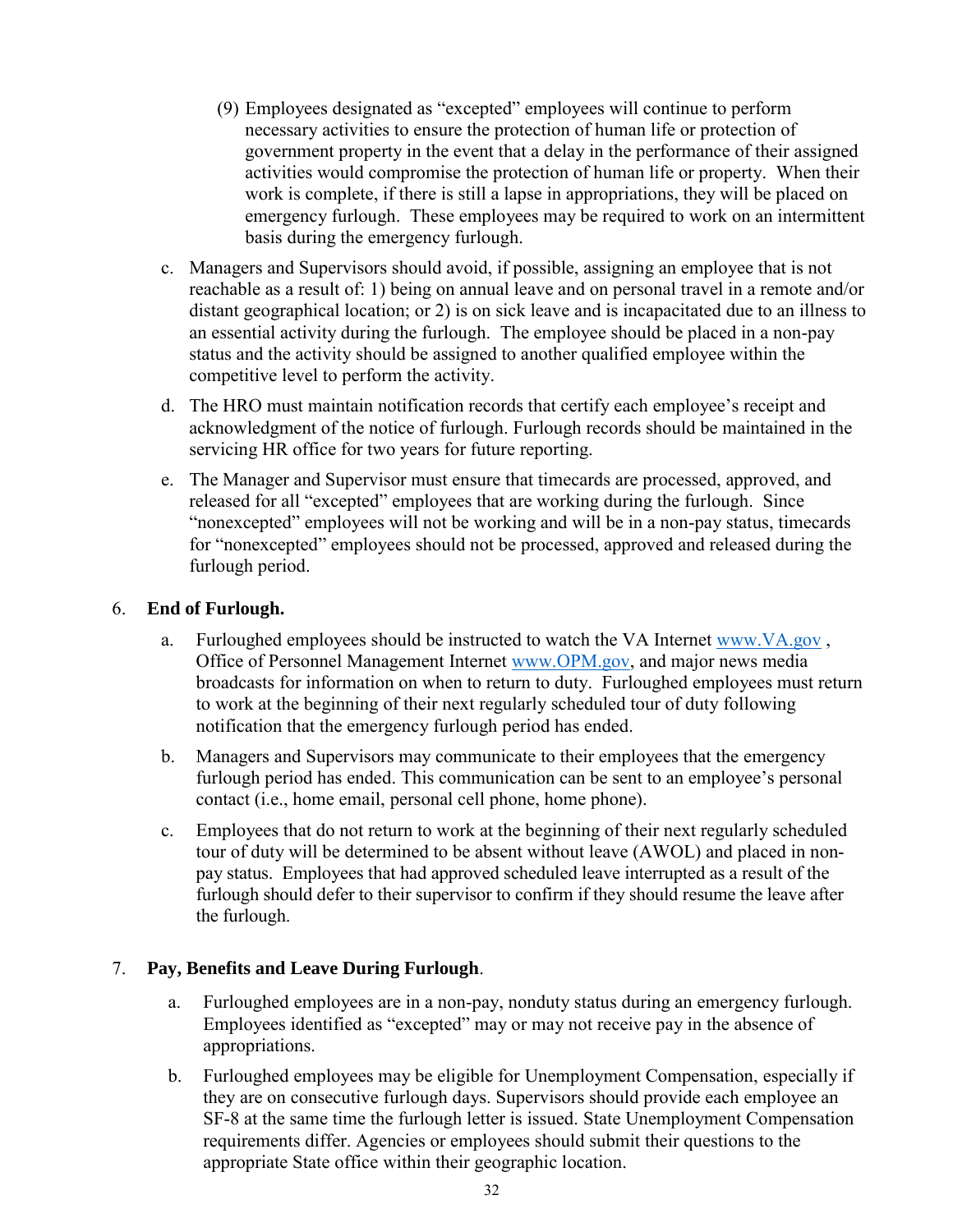(9) Employees designated as "excepted" employees will continue to perform necessary activities to ensure the protection of human life or protection of government property in the event that a delay in the performance of their assigned activities would compromise the protection of human life or property. When their work is complete, if there is still a lapse in appropriations, they will be placed on emergency furlough. These employees may be required to work on an intermittent basis during the emergency furlough.

c. Managers and Supervisors should avoid, if possible, assigning an employee that is not reachable as a result of: 1) being on annual leave and on personal travel in a remote and/or distant geographical location; or 2) is on sick leave and is incapacitated due to an illness to an essential activity during the furlough. The employee should be placed in a non-pay status and the activity should be assigned to another qualified employee within the competitive level to perform the activity.

d. The HRO must maintain notification records that certify each employee's receipt and acknowledgment of the notice of furlough. Furlough records should be maintained in the servicing HR office for two years for future reporting.

e. The Manager and Supervisor must ensure that timecards are processed, approved, and released for all "excepted" employees that are working during the furlough. Since "nonexcepted" employees will not be working and will be in a non-pay status, timecards for "nonexcepted" employees should not be processed, approved and released during the furlough period.

## 6. End of Furlough.

a. Furloughed employees should be instructed to watch the VA Internet www.VA.gov , Office of Personnel Management Internet www.OPM.gov, and major news media broadcasts for information on when to return to duty. Furloughed employees must return to work at the beginning of their next regularly scheduled tour of duty following notification that the emergency furlough period has ended.

b. Managers and Supervisors may communicate to their employees that the emergency furlough period has ended. This communication can be sent to an employee's personal contact (i.e., home email, personal cell phone, home phone).

c. Employees that do not return to work at the beginning of their next regularly scheduled tour of duty will be determined to be absent without leave (AWOL) and placed in non-pay status. Employees that had approved scheduled leave interrupted as a result of the furlough should defer to their supervisor to confirm if they should resume the leave after the furlough.

## 7. Pay, Benefits and Leave During Furlough.

a. Furloughed employees are in a non-pay, nonduty status during an emergency furlough. Employees identified as "excepted" may or may not receive pay in the absence of appropriations.

b. Furloughed employees may be eligible for Unemployment Compensation, especially if they are on consecutive furlough days. Supervisors should provide each employee an SF-8 at the same time the furlough letter is issued. State Unemployment Compensation requirements differ. Agencies or employees should submit their questions to the appropriate State office within their geographic location.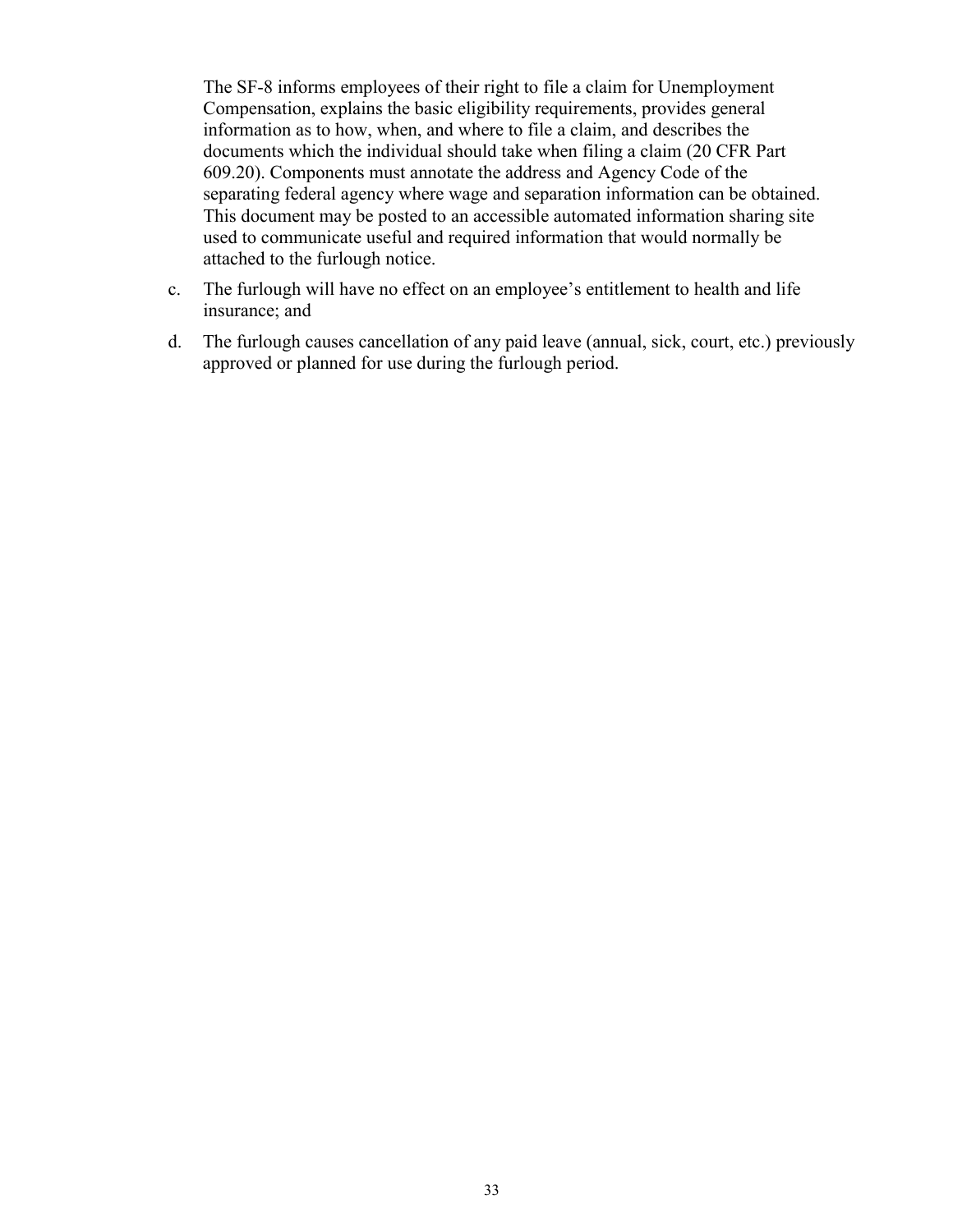The SF-8 informs employees of their right to file a claim for Unemployment Compensation, explains the basic eligibility requirements, provides general information as to how, when, and where to file a claim, and describes the documents which the individual should take when filing a claim (20 CFR Part 609.20). Components must annotate the address and Agency Code of the separating federal agency where wage and separation information can be obtained. This document may be posted to an accessible automated information sharing site used to communicate useful and required information that would normally be attached to the furlough notice.

c. The furlough will have no effect on an employee's entitlement to health and life insurance; and

d. The furlough causes cancellation of any paid leave (annual, sick, court, etc.) previously approved or planned for use during the furlough period.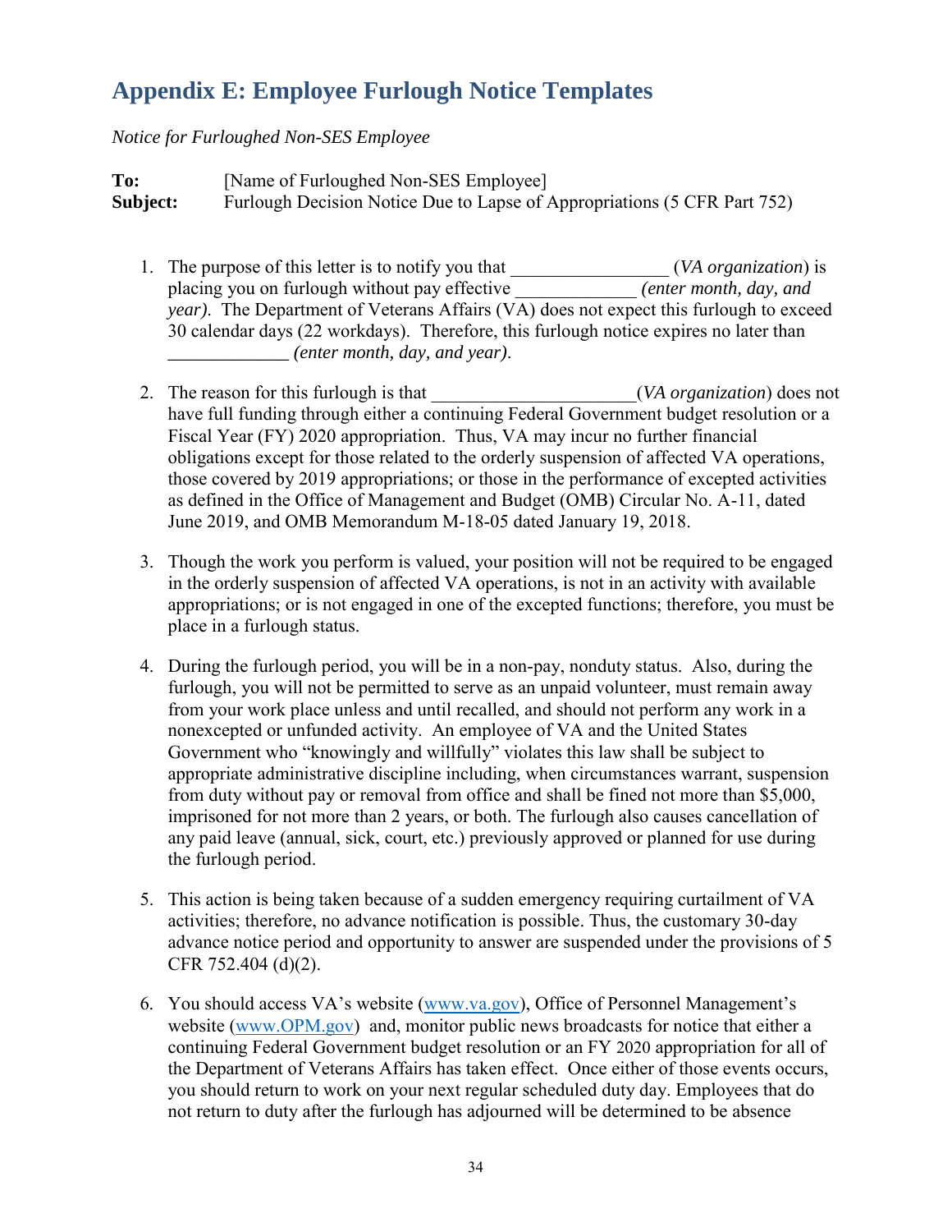# Appendix E: Employee Furlough Notice Templates

*Notice for Furloughed Non-SES Employee*

**To:** [Name of Furloughed Non-SES Employee]
**Subject:** Furlough Decision Notice Due to Lapse of Appropriations (5 CFR Part 752)

1. The purpose of this letter is to notify you that ________________ (*VA organization*) is placing you on furlough without pay effective ____________ *(enter month, day, and year)*. The Department of Veterans Affairs (VA) does not expect this furlough to exceed 30 calendar days (22 workdays). Therefore, this furlough notice expires no later than ____________ *(enter month, day, and year)*.

2. The reason for this furlough is that ____________________(*VA organization*) does not have full funding through either a continuing Federal Government budget resolution or a Fiscal Year (FY) 2020 appropriation. Thus, VA may incur no further financial obligations except for those related to the orderly suspension of affected VA operations, those covered by 2019 appropriations; or those in the performance of excepted activities as defined in the Office of Management and Budget (OMB) Circular No. A-11, dated June 2019, and OMB Memorandum M-18-05 dated January 19, 2018.

3. Though the work you perform is valued, your position will not be required to be engaged in the orderly suspension of affected VA operations, is not in an activity with available appropriations; or is not engaged in one of the excepted functions; therefore, you must be place in a furlough status.

4. During the furlough period, you will be in a non-pay, nonduty status. Also, during the furlough, you will not be permitted to serve as an unpaid volunteer, must remain away from your work place unless and until recalled, and should not perform any work in a nonexcepted or unfunded activity. An employee of VA and the United States Government who "knowingly and willfully" violates this law shall be subject to appropriate administrative discipline including, when circumstances warrant, suspension from duty without pay or removal from office and shall be fined not more than $5,000, imprisoned for not more than 2 years, or both. The furlough also causes cancellation of any paid leave (annual, sick, court, etc.) previously approved or planned for use during the furlough period.

5. This action is being taken because of a sudden emergency requiring curtailment of VA activities; therefore, no advance notification is possible. Thus, the customary 30-day advance notice period and opportunity to answer are suspended under the provisions of 5 CFR 752.404 (d)(2).

6. You should access VA's website ([www.va.gov](www.va.gov)), Office of Personnel Management's website ([www.OPM.gov](www.OPM.gov)) and, monitor public news broadcasts for notice that either a continuing Federal Government budget resolution or an FY 2020 appropriation for all of the Department of Veterans Affairs has taken effect. Once either of those events occurs, you should return to work on your next regular scheduled duty day. Employees that do not return to duty after the furlough has adjourned will be determined to be absence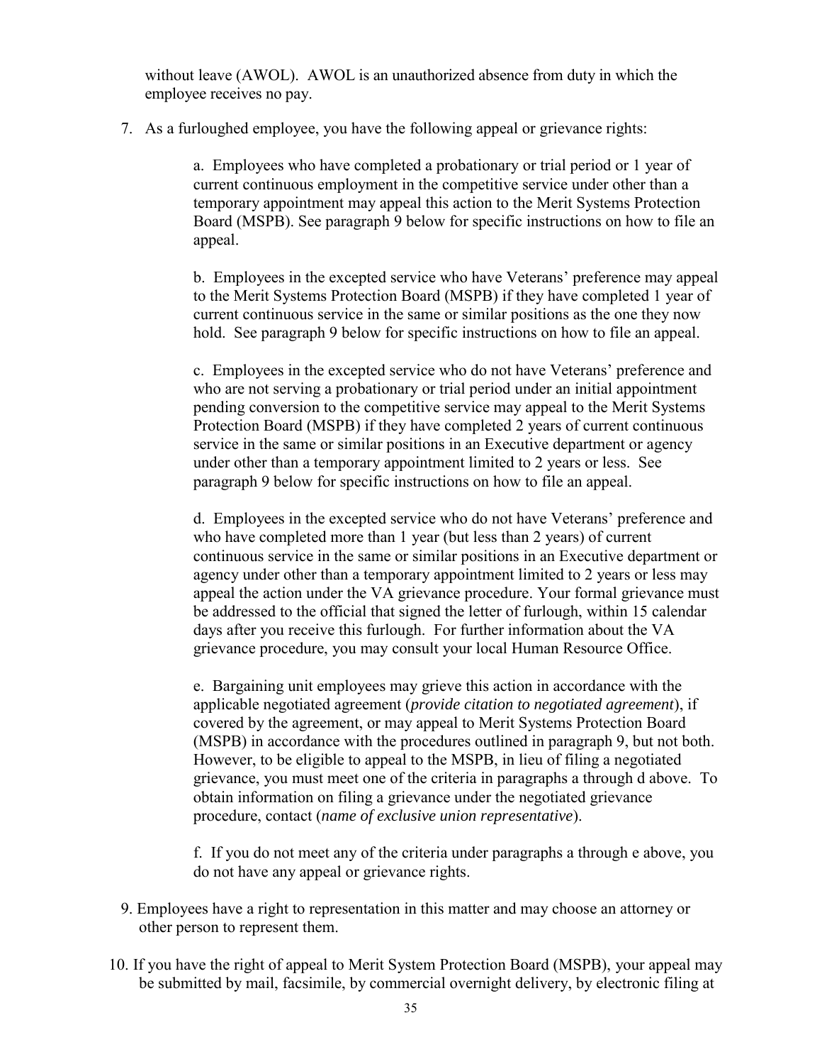without leave (AWOL). AWOL is an unauthorized absence from duty in which the employee receives no pay.

7. As a furloughed employee, you have the following appeal or grievance rights:

   a. Employees who have completed a probationary or trial period or 1 year of current continuous employment in the competitive service under other than a temporary appointment may appeal this action to the Merit Systems Protection Board (MSPB). See paragraph 9 below for specific instructions on how to file an appeal.

   b. Employees in the excepted service who have Veterans' preference may appeal to the Merit Systems Protection Board (MSPB) if they have completed 1 year of current continuous service in the same or similar positions as the one they now hold. See paragraph 9 below for specific instructions on how to file an appeal.

   c. Employees in the excepted service who do not have Veterans' preference and who are not serving a probationary or trial period under an initial appointment pending conversion to the competitive service may appeal to the Merit Systems Protection Board (MSPB) if they have completed 2 years of current continuous service in the same or similar positions in an Executive department or agency under other than a temporary appointment limited to 2 years or less. See paragraph 9 below for specific instructions on how to file an appeal.

   d. Employees in the excepted service who do not have Veterans' preference and who have completed more than 1 year (but less than 2 years) of current continuous service in the same or similar positions in an Executive department or agency under other than a temporary appointment limited to 2 years or less may appeal the action under the VA grievance procedure. Your formal grievance must be addressed to the official that signed the letter of furlough, within 15 calendar days after you receive this furlough. For further information about the VA grievance procedure, you may consult your local Human Resource Office.

   e. Bargaining unit employees may grieve this action in accordance with the applicable negotiated agreement (*provide citation to negotiated agreement*), if covered by the agreement, or may appeal to Merit Systems Protection Board (MSPB) in accordance with the procedures outlined in paragraph 9, but not both. However, to be eligible to appeal to the MSPB, in lieu of filing a negotiated grievance, you must meet one of the criteria in paragraphs a through d above. To obtain information on filing a grievance under the negotiated grievance procedure, contact (*name of exclusive union representative*).

   f. If you do not meet any of the criteria under paragraphs a through e above, you do not have any appeal or grievance rights.

9. Employees have a right to representation in this matter and may choose an attorney or other person to represent them.

10. If you have the right of appeal to Merit System Protection Board (MSPB), your appeal may be submitted by mail, facsimile, by commercial overnight delivery, by electronic filing at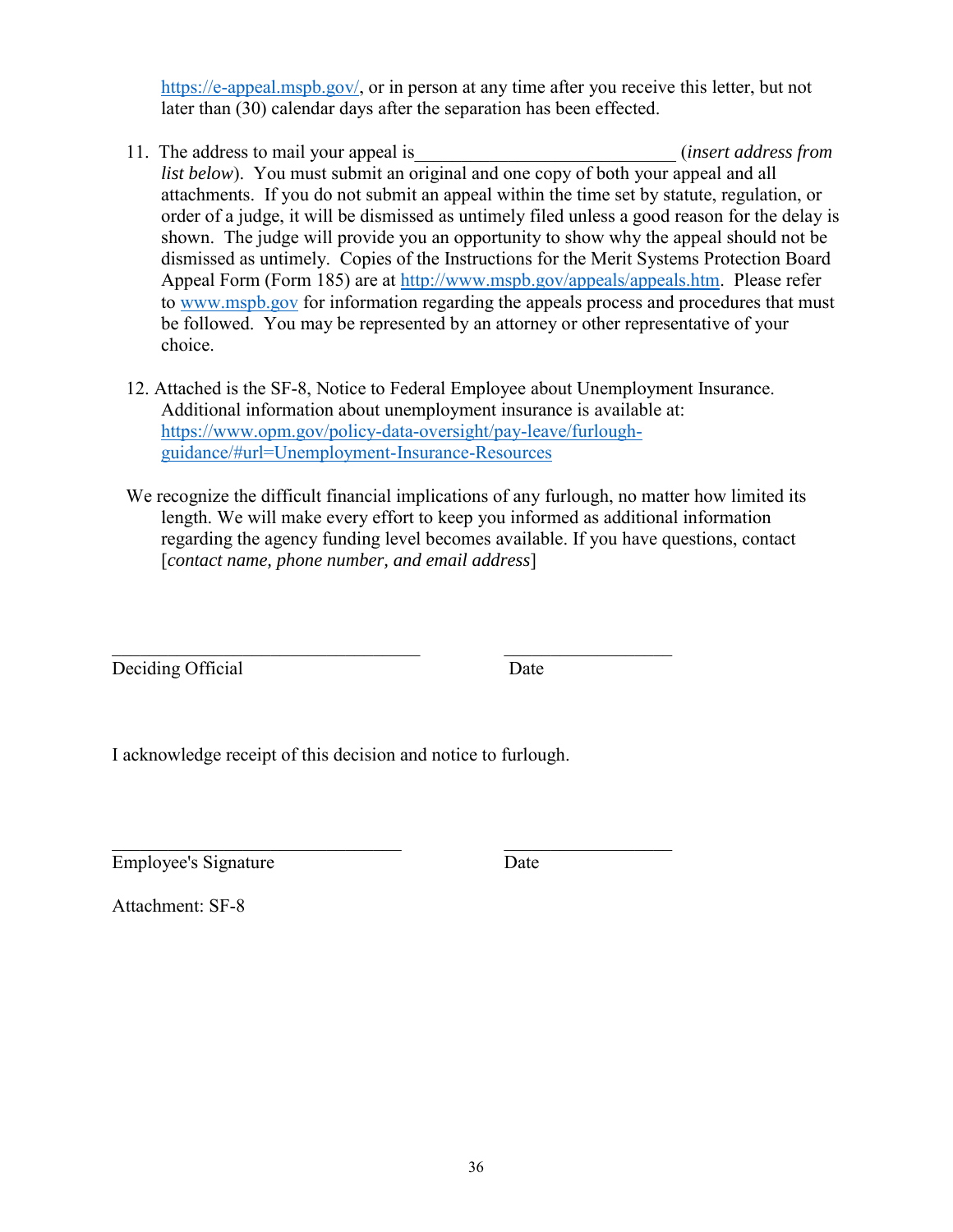https://e-appeal.mspb.gov/, or in person at any time after you receive this letter, but not later than (30) calendar days after the separation has been effected.

11. The address to mail your appeal is____________________________ (*insert address from list below*). You must submit an original and one copy of both your appeal and all attachments. If you do not submit an appeal within the time set by statute, regulation, or order of a judge, it will be dismissed as untimely filed unless a good reason for the delay is shown. The judge will provide you an opportunity to show why the appeal should not be dismissed as untimely. Copies of the Instructions for the Merit Systems Protection Board Appeal Form (Form 185) are at http://www.mspb.gov/appeals/appeals.htm. Please refer to www.mspb.gov for information regarding the appeals process and procedures that must be followed. You may be represented by an attorney or other representative of your choice.

12. Attached is the SF-8, Notice to Federal Employee about Unemployment Insurance. Additional information about unemployment insurance is available at: https://www.opm.gov/policy-data-oversight/pay-leave/furlough-guidance/#url=Unemployment-Insurance-Resources

We recognize the difficult financial implications of any furlough, no matter how limited its length. We will make every effort to keep you informed as additional information regarding the agency funding level becomes available. If you have questions, contact [*contact name, phone number, and email address*]

_________________________________ ____________________
Deciding Official Date

I acknowledge receipt of this decision and notice to furlough.

_________________________________ ____________________
Employee's Signature Date

Attachment: SF-8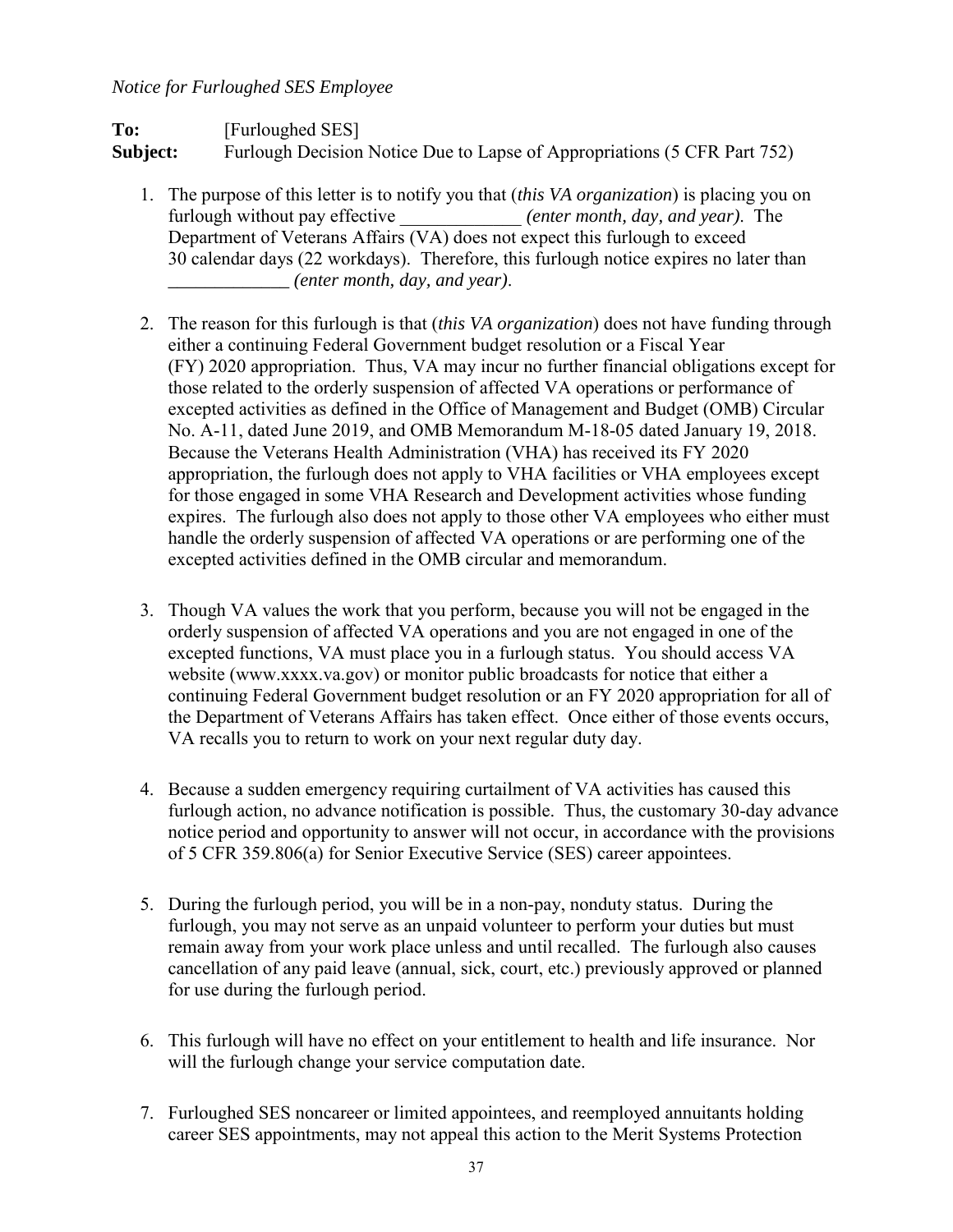*Notice for Furloughed SES Employee*

**To:** [Furloughed SES]
**Subject:** Furlough Decision Notice Due to Lapse of Appropriations (5 CFR Part 752)

1. The purpose of this letter is to notify you that (*this VA organization*) is placing you on furlough without pay effective _____________ *(enter month, day, and year)*. The Department of Veterans Affairs (VA) does not expect this furlough to exceed 30 calendar days (22 workdays). Therefore, this furlough notice expires no later than _____________ *(enter month, day, and year)*.

2. The reason for this furlough is that (*this VA organization*) does not have funding through either a continuing Federal Government budget resolution or a Fiscal Year (FY) 2020 appropriation. Thus, VA may incur no further financial obligations except for those related to the orderly suspension of affected VA operations or performance of excepted activities as defined in the Office of Management and Budget (OMB) Circular No. A-11, dated June 2019, and OMB Memorandum M-18-05 dated January 19, 2018. Because the Veterans Health Administration (VHA) has received its FY 2020 appropriation, the furlough does not apply to VHA facilities or VHA employees except for those engaged in some VHA Research and Development activities whose funding expires. The furlough also does not apply to those other VA employees who either must handle the orderly suspension of affected VA operations or are performing one of the excepted activities defined in the OMB circular and memorandum.

3. Though VA values the work that you perform, because you will not be engaged in the orderly suspension of affected VA operations and you are not engaged in one of the excepted functions, VA must place you in a furlough status. You should access VA website (www.xxxx.va.gov) or monitor public broadcasts for notice that either a continuing Federal Government budget resolution or an FY 2020 appropriation for all of the Department of Veterans Affairs has taken effect. Once either of those events occurs, VA recalls you to return to work on your next regular duty day.

4. Because a sudden emergency requiring curtailment of VA activities has caused this furlough action, no advance notification is possible. Thus, the customary 30-day advance notice period and opportunity to answer will not occur, in accordance with the provisions of 5 CFR 359.806(a) for Senior Executive Service (SES) career appointees.

5. During the furlough period, you will be in a non-pay, nonduty status. During the furlough, you may not serve as an unpaid volunteer to perform your duties but must remain away from your work place unless and until recalled. The furlough also causes cancellation of any paid leave (annual, sick, court, etc.) previously approved or planned for use during the furlough period.

6. This furlough will have no effect on your entitlement to health and life insurance. Nor will the furlough change your service computation date.

7. Furloughed SES noncareer or limited appointees, and reemployed annuitants holding career SES appointments, may not appeal this action to the Merit Systems Protection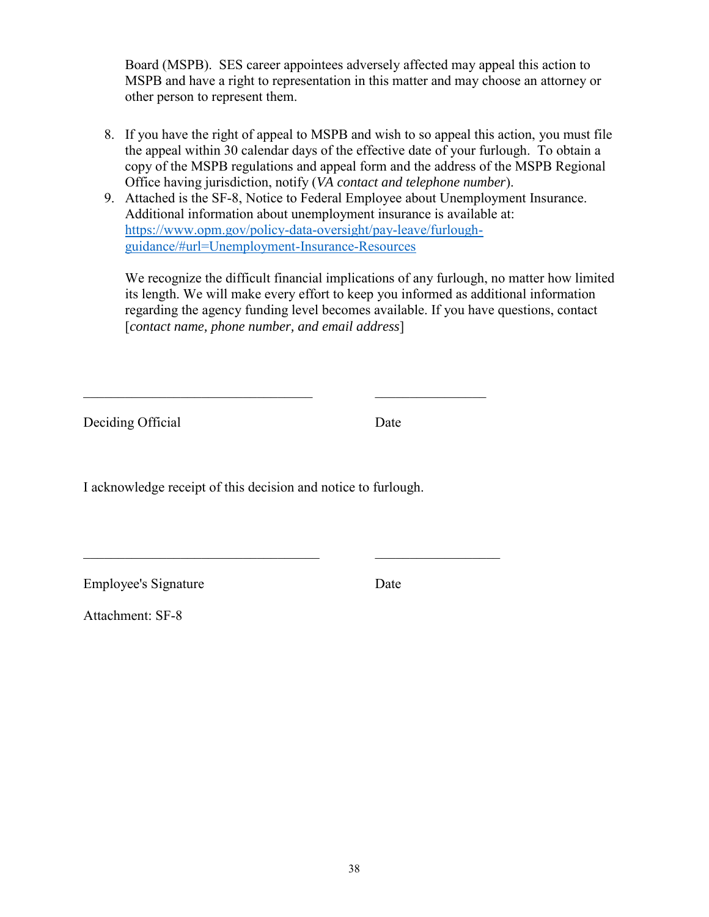Board (MSPB). SES career appointees adversely affected may appeal this action to MSPB and have a right to representation in this matter and may choose an attorney or other person to represent them.

8. If you have the right of appeal to MSPB and wish to so appeal this action, you must file the appeal within 30 calendar days of the effective date of your furlough. To obtain a copy of the MSPB regulations and appeal form and the address of the MSPB Regional Office having jurisdiction, notify (*VA contact and telephone number*).
9. Attached is the SF-8, Notice to Federal Employee about Unemployment Insurance. Additional information about unemployment insurance is available at: [https://www.opm.gov/policy-data-oversight/pay-leave/furlough-guidance/#url=Unemployment-Insurance-Resources](https://www.opm.gov/policy-data-oversight/pay-leave/furlough-guidance/#url=Unemployment-Insurance-Resources)

   We recognize the difficult financial implications of any furlough, no matter how limited its length. We will make every effort to keep you informed as additional information regarding the agency funding level becomes available. If you have questions, contact [*contact name, phone number, and email address*]

\_\_\_\_\_\_\_\_\_\_\_\_\_\_\_\_\_\_\_\_\_\_\_\_\_\_\_\_\_\_\_\_ \_\_\_\_\_\_\_\_\_\_\_\_\_\_\_\_

Deciding Official Date

I acknowledge receipt of this decision and notice to furlough.

\_\_\_\_\_\_\_\_\_\_\_\_\_\_\_\_\_\_\_\_\_\_\_\_\_\_\_\_\_\_\_\_ \_\_\_\_\_\_\_\_\_\_\_\_\_\_\_\_

Employee's Signature Date

Attachment: SF-8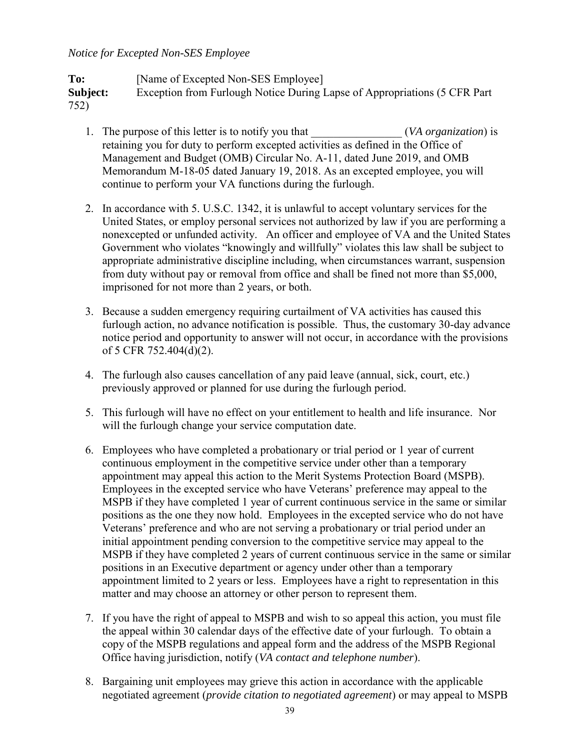*Notice for Excepted Non-SES Employee*

**To:** [Name of Excepted Non-SES Employee]
**Subject:** Exception from Furlough Notice During Lapse of Appropriations (5 CFR Part 752)

1. The purpose of this letter is to notify you that ________________ (*VA organization*) is retaining you for duty to perform excepted activities as defined in the Office of Management and Budget (OMB) Circular No. A-11, dated June 2019, and OMB Memorandum M-18-05 dated January 19, 2018. As an excepted employee, you will continue to perform your VA functions during the furlough.

2. In accordance with 5. U.S.C. 1342, it is unlawful to accept voluntary services for the United States, or employ personal services not authorized by law if you are performing a nonexcepted or unfunded activity. An officer and employee of VA and the United States Government who violates "knowingly and willfully" violates this law shall be subject to appropriate administrative discipline including, when circumstances warrant, suspension from duty without pay or removal from office and shall be fined not more than $5,000, imprisoned for not more than 2 years, or both.

3. Because a sudden emergency requiring curtailment of VA activities has caused this furlough action, no advance notification is possible. Thus, the customary 30-day advance notice period and opportunity to answer will not occur, in accordance with the provisions of 5 CFR 752.404(d)(2).

4. The furlough also causes cancellation of any paid leave (annual, sick, court, etc.) previously approved or planned for use during the furlough period.

5. This furlough will have no effect on your entitlement to health and life insurance. Nor will the furlough change your service computation date.

6. Employees who have completed a probationary or trial period or 1 year of current continuous employment in the competitive service under other than a temporary appointment may appeal this action to the Merit Systems Protection Board (MSPB). Employees in the excepted service who have Veterans' preference may appeal to the MSPB if they have completed 1 year of current continuous service in the same or similar positions as the one they now hold. Employees in the excepted service who do not have Veterans' preference and who are not serving a probationary or trial period under an initial appointment pending conversion to the competitive service may appeal to the MSPB if they have completed 2 years of current continuous service in the same or similar positions in an Executive department or agency under other than a temporary appointment limited to 2 years or less. Employees have a right to representation in this matter and may choose an attorney or other person to represent them.

7. If you have the right of appeal to MSPB and wish to so appeal this action, you must file the appeal within 30 calendar days of the effective date of your furlough. To obtain a copy of the MSPB regulations and appeal form and the address of the MSPB Regional Office having jurisdiction, notify (*VA contact and telephone number*).

8. Bargaining unit employees may grieve this action in accordance with the applicable negotiated agreement (*provide citation to negotiated agreement*) or may appeal to MSPB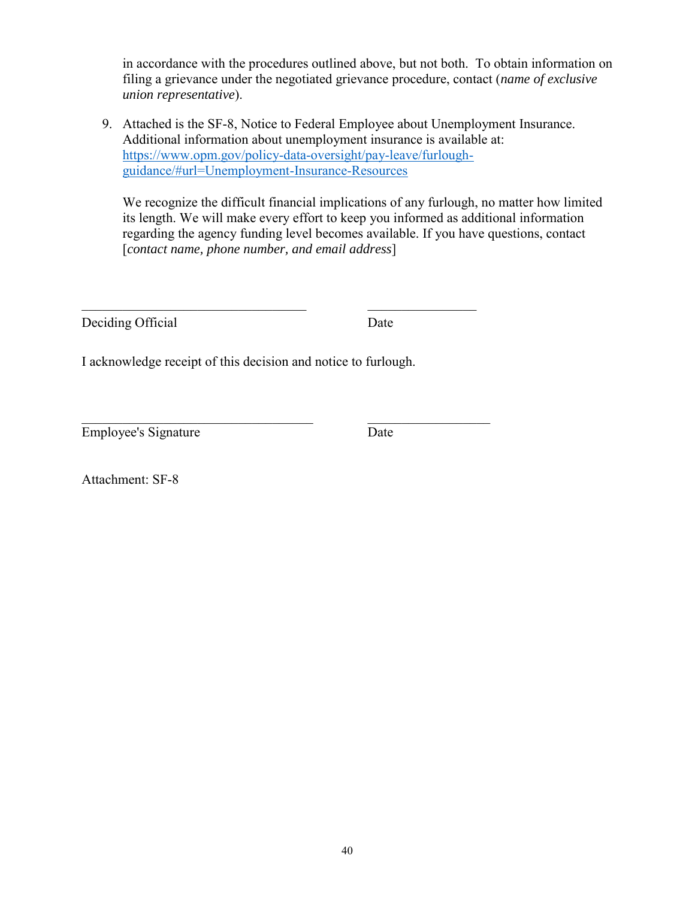in accordance with the procedures outlined above, but not both. To obtain information on filing a grievance under the negotiated grievance procedure, contact (*name of exclusive union representative*).

9. Attached is the SF-8, Notice to Federal Employee about Unemployment Insurance. Additional information about unemployment insurance is available at: [https://www.opm.gov/policy-data-oversight/pay-leave/furlough-guidance/#url=Unemployment-Insurance-Resources](https://www.opm.gov/policy-data-oversight/pay-leave/furlough-guidance/#url=Unemployment-Insurance-Resources)

   We recognize the difficult financial implications of any furlough, no matter how limited its length. We will make every effort to keep you informed as additional information regarding the agency funding level becomes available. If you have questions, contact [*contact name, phone number, and email address*]

\_\_\_\_\_\_\_\_\_\_\_\_\_\_\_\_\_\_\_\_\_\_\_\_\_\_\_\_\_\_\_\_\_\_ \_\_\_\_\_\_\_\_\_\_\_\_\_\_\_\_

Deciding Official Date

I acknowledge receipt of this decision and notice to furlough.

\_\_\_\_\_\_\_\_\_\_\_\_\_\_\_\_\_\_\_\_\_\_\_\_\_\_\_\_\_\_\_\_\_\_ \_\_\_\_\_\_\_\_\_\_\_\_\_\_\_\_

Employee's Signature Date

Attachment: SF-8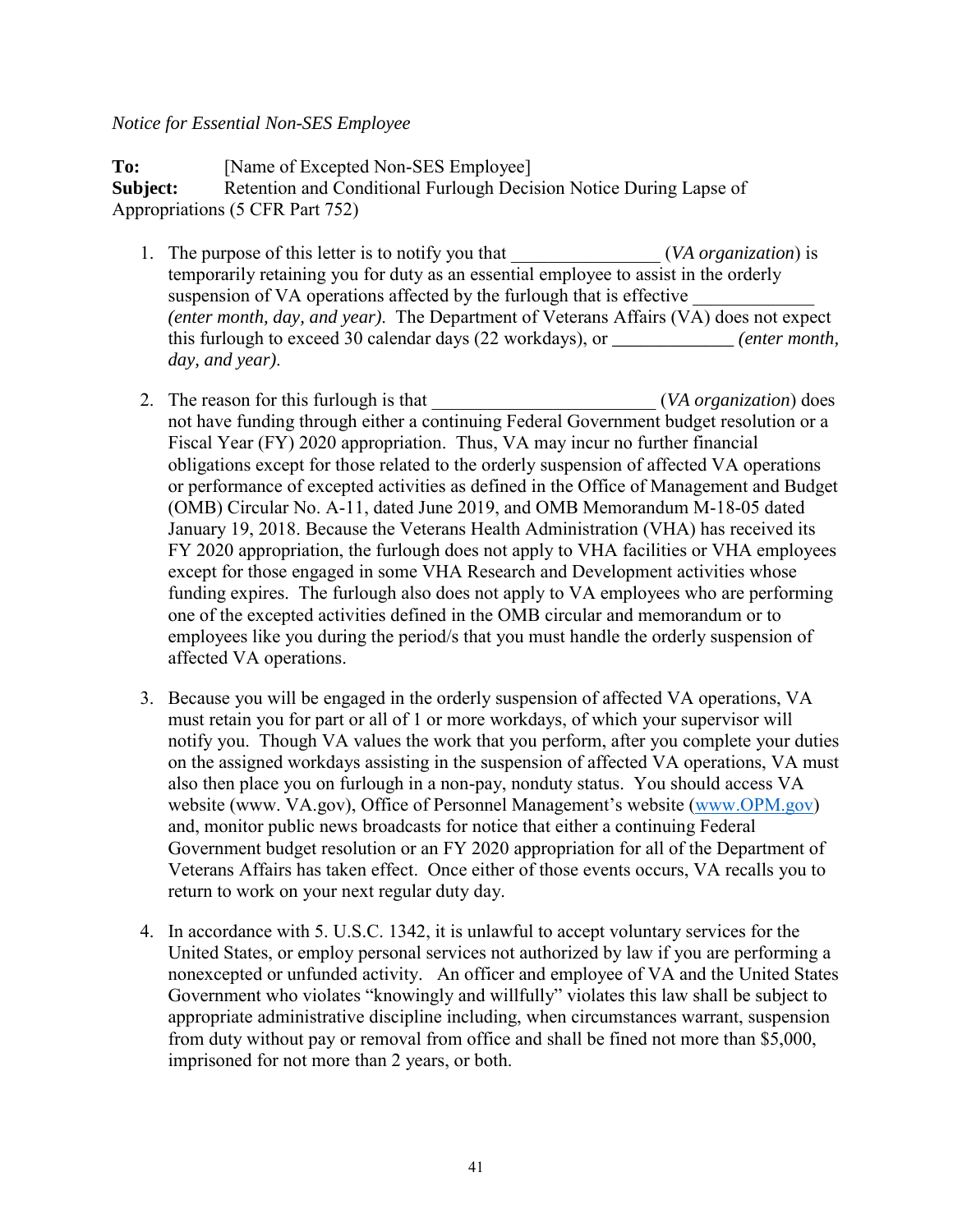*Notice for Essential Non-SES Employee*

**To:** [Name of Excepted Non-SES Employee]
**Subject:** Retention and Conditional Furlough Decision Notice During Lapse of Appropriations (5 CFR Part 752)

1. The purpose of this letter is to notify you that ________________ (*VA organization*) is temporarily retaining you for duty as an essential employee to assist in the orderly suspension of VA operations affected by the furlough that is effective _____________ *(enter month, day, and year)*. The Department of Veterans Affairs (VA) does not expect this furlough to exceed 30 calendar days (22 workdays), or _____________ *(enter month, day, and year)*.

2. The reason for this furlough is that ________________________ (*VA organization*) does not have funding through either a continuing Federal Government budget resolution or a Fiscal Year (FY) 2020 appropriation. Thus, VA may incur no further financial obligations except for those related to the orderly suspension of affected VA operations or performance of excepted activities as defined in the Office of Management and Budget (OMB) Circular No. A-11, dated June 2019, and OMB Memorandum M-18-05 dated January 19, 2018. Because the Veterans Health Administration (VHA) has received its FY 2020 appropriation, the furlough does not apply to VHA facilities or VHA employees except for those engaged in some VHA Research and Development activities whose funding expires. The furlough also does not apply to VA employees who are performing one of the excepted activities defined in the OMB circular and memorandum or to employees like you during the period/s that you must handle the orderly suspension of affected VA operations.

3. Because you will be engaged in the orderly suspension of affected VA operations, VA must retain you for part or all of 1 or more workdays, of which your supervisor will notify you. Though VA values the work that you perform, after you complete your duties on the assigned workdays assisting in the suspension of affected VA operations, VA must also then place you on furlough in a non-pay, nonduty status. You should access VA website (www. VA.gov), Office of Personnel Management's website (www.OPM.gov) and, monitor public news broadcasts for notice that either a continuing Federal Government budget resolution or an FY 2020 appropriation for all of the Department of Veterans Affairs has taken effect. Once either of those events occurs, VA recalls you to return to work on your next regular duty day.

4. In accordance with 5. U.S.C. 1342, it is unlawful to accept voluntary services for the United States, or employ personal services not authorized by law if you are performing a nonexcepted or unfunded activity. An officer and employee of VA and the United States Government who violates "knowingly and willfully" violates this law shall be subject to appropriate administrative discipline including, when circumstances warrant, suspension from duty without pay or removal from office and shall be fined not more than $5,000, imprisoned for not more than 2 years, or both.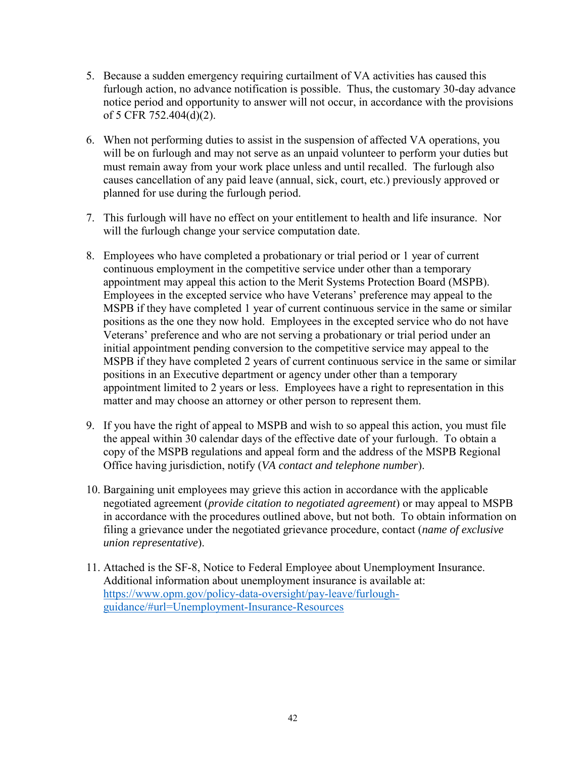5. Because a sudden emergency requiring curtailment of VA activities has caused this furlough action, no advance notification is possible. Thus, the customary 30-day advance notice period and opportunity to answer will not occur, in accordance with the provisions of 5 CFR 752.404(d)(2).

6. When not performing duties to assist in the suspension of affected VA operations, you will be on furlough and may not serve as an unpaid volunteer to perform your duties but must remain away from your work place unless and until recalled. The furlough also causes cancellation of any paid leave (annual, sick, court, etc.) previously approved or planned for use during the furlough period.

7. This furlough will have no effect on your entitlement to health and life insurance. Nor will the furlough change your service computation date.

8. Employees who have completed a probationary or trial period or 1 year of current continuous employment in the competitive service under other than a temporary appointment may appeal this action to the Merit Systems Protection Board (MSPB). Employees in the excepted service who have Veterans' preference may appeal to the MSPB if they have completed 1 year of current continuous service in the same or similar positions as the one they now hold. Employees in the excepted service who do not have Veterans' preference and who are not serving a probationary or trial period under an initial appointment pending conversion to the competitive service may appeal to the MSPB if they have completed 2 years of current continuous service in the same or similar positions in an Executive department or agency under other than a temporary appointment limited to 2 years or less. Employees have a right to representation in this matter and may choose an attorney or other person to represent them.

9. If you have the right of appeal to MSPB and wish to so appeal this action, you must file the appeal within 30 calendar days of the effective date of your furlough. To obtain a copy of the MSPB regulations and appeal form and the address of the MSPB Regional Office having jurisdiction, notify (*VA contact and telephone number*).

10. Bargaining unit employees may grieve this action in accordance with the applicable negotiated agreement (*provide citation to negotiated agreement*) or may appeal to MSPB in accordance with the procedures outlined above, but not both. To obtain information on filing a grievance under the negotiated grievance procedure, contact (*name of exclusive union representative*).

11. Attached is the SF-8, Notice to Federal Employee about Unemployment Insurance. Additional information about unemployment insurance is available at: [https://www.opm.gov/policy-data-oversight/pay-leave/furlough-guidance/#url=Unemployment-Insurance-Resources](https://www.opm.gov/policy-data-oversight/pay-leave/furlough-guidance/#url=Unemployment-Insurance-Resources)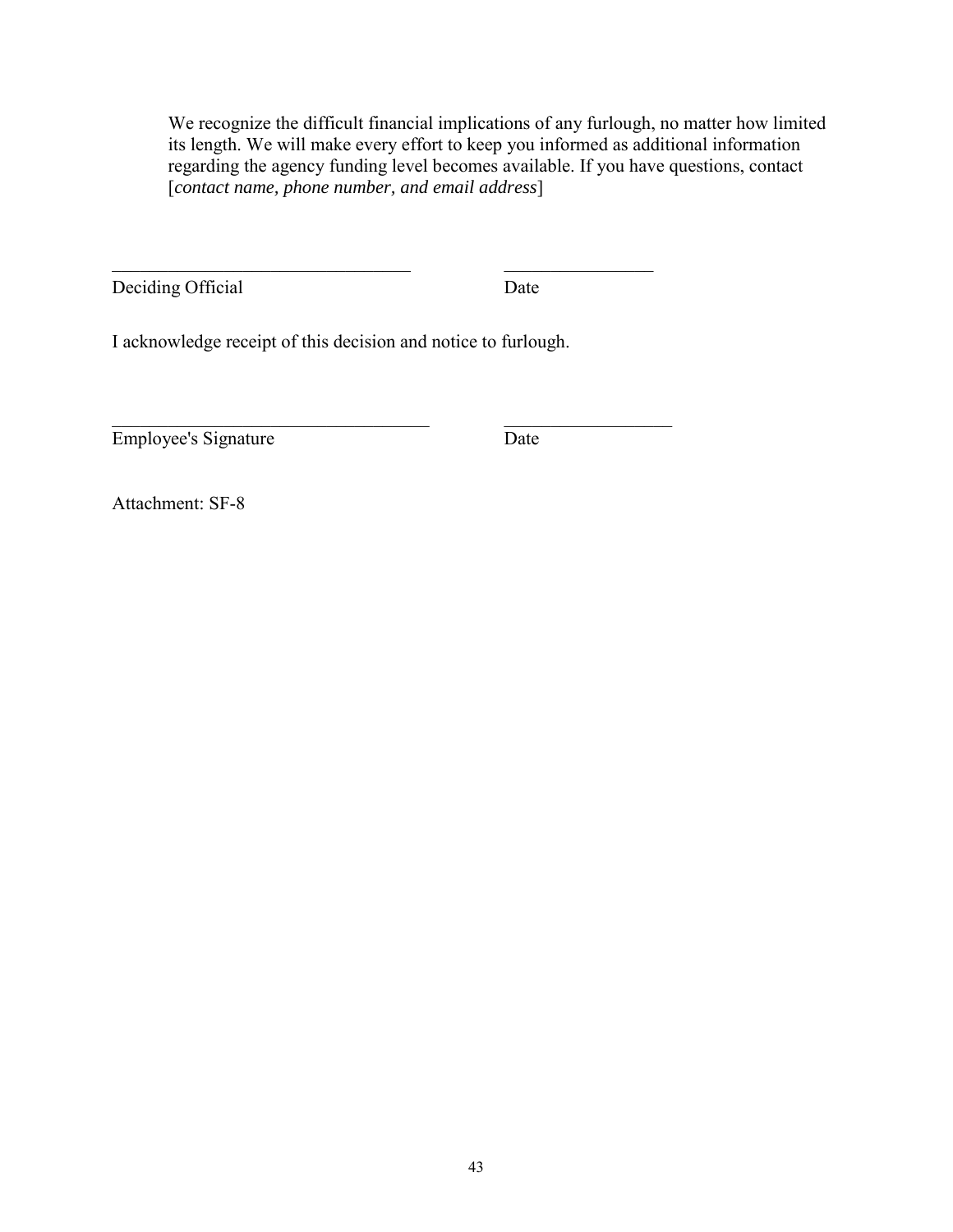We recognize the difficult financial implications of any furlough, no matter how limited its length. We will make every effort to keep you informed as additional information regarding the agency funding level becomes available. If you have questions, contact [*contact name, phone number, and email address*]

\_\_\_\_\_\_\_\_\_\_\_\_\_\_\_\_\_\_\_\_\_\_\_\_\_\_\_\_\_\_\_\_\_\_ \_\_\_\_\_\_\_\_\_\_\_\_\_\_\_\_\_
Deciding Official Date

I acknowledge receipt of this decision and notice to furlough.

\_\_\_\_\_\_\_\_\_\_\_\_\_\_\_\_\_\_\_\_\_\_\_\_\_\_\_\_\_\_\_\_\_\_\_\_ \_\_\_\_\_\_\_\_\_\_\_\_\_\_\_\_\_\_\_
Employee's Signature Date

Attachment: SF-8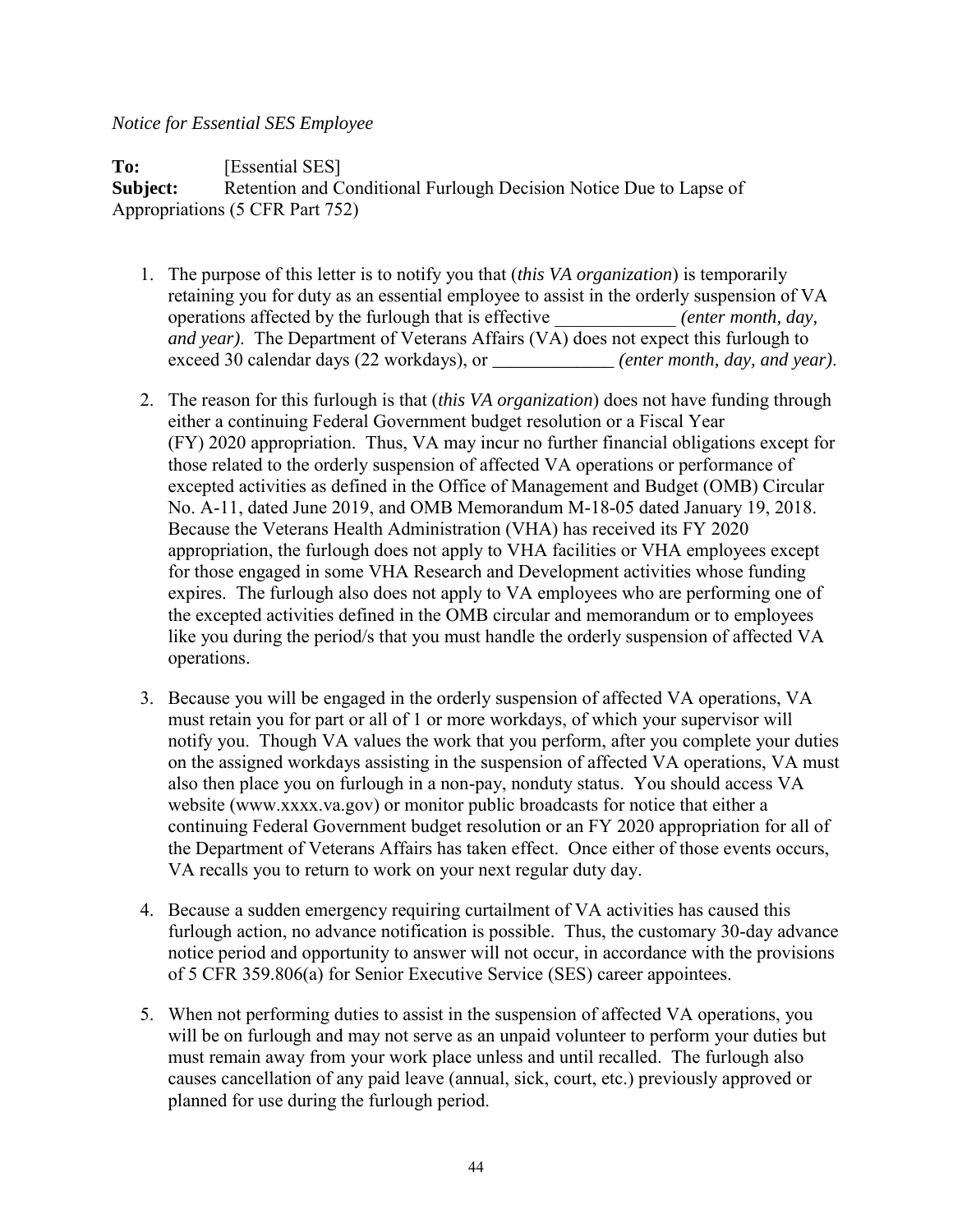*Notice for Essential SES Employee*

**To:** [Essential SES]
**Subject:** Retention and Conditional Furlough Decision Notice Due to Lapse of Appropriations (5 CFR Part 752)

1. The purpose of this letter is to notify you that (*this VA organization*) is temporarily retaining you for duty as an essential employee to assist in the orderly suspension of VA operations affected by the furlough that is effective _____________ *(enter month, day, and year)*. The Department of Veterans Affairs (VA) does not expect this furlough to exceed 30 calendar days (22 workdays), or _____________ *(enter month, day, and year)*.

2. The reason for this furlough is that (*this VA organization*) does not have funding through either a continuing Federal Government budget resolution or a Fiscal Year (FY) 2020 appropriation. Thus, VA may incur no further financial obligations except for those related to the orderly suspension of affected VA operations or performance of excepted activities as defined in the Office of Management and Budget (OMB) Circular No. A-11, dated June 2019, and OMB Memorandum M-18-05 dated January 19, 2018. Because the Veterans Health Administration (VHA) has received its FY 2020 appropriation, the furlough does not apply to VHA facilities or VHA employees except for those engaged in some VHA Research and Development activities whose funding expires. The furlough also does not apply to VA employees who are performing one of the excepted activities defined in the OMB circular and memorandum or to employees like you during the period/s that you must handle the orderly suspension of affected VA operations.

3. Because you will be engaged in the orderly suspension of affected VA operations, VA must retain you for part or all of 1 or more workdays, of which your supervisor will notify you. Though VA values the work that you perform, after you complete your duties on the assigned workdays assisting in the suspension of affected VA operations, VA must also then place you on furlough in a non-pay, nonduty status. You should access VA website (www.xxxx.va.gov) or monitor public broadcasts for notice that either a continuing Federal Government budget resolution or an FY 2020 appropriation for all of the Department of Veterans Affairs has taken effect. Once either of those events occurs, VA recalls you to return to work on your next regular duty day.

4. Because a sudden emergency requiring curtailment of VA activities has caused this furlough action, no advance notification is possible. Thus, the customary 30-day advance notice period and opportunity to answer will not occur, in accordance with the provisions of 5 CFR 359.806(a) for Senior Executive Service (SES) career appointees.

5. When not performing duties to assist in the suspension of affected VA operations, you will be on furlough and may not serve as an unpaid volunteer to perform your duties but must remain away from your work place unless and until recalled. The furlough also causes cancellation of any paid leave (annual, sick, court, etc.) previously approved or planned for use during the furlough period.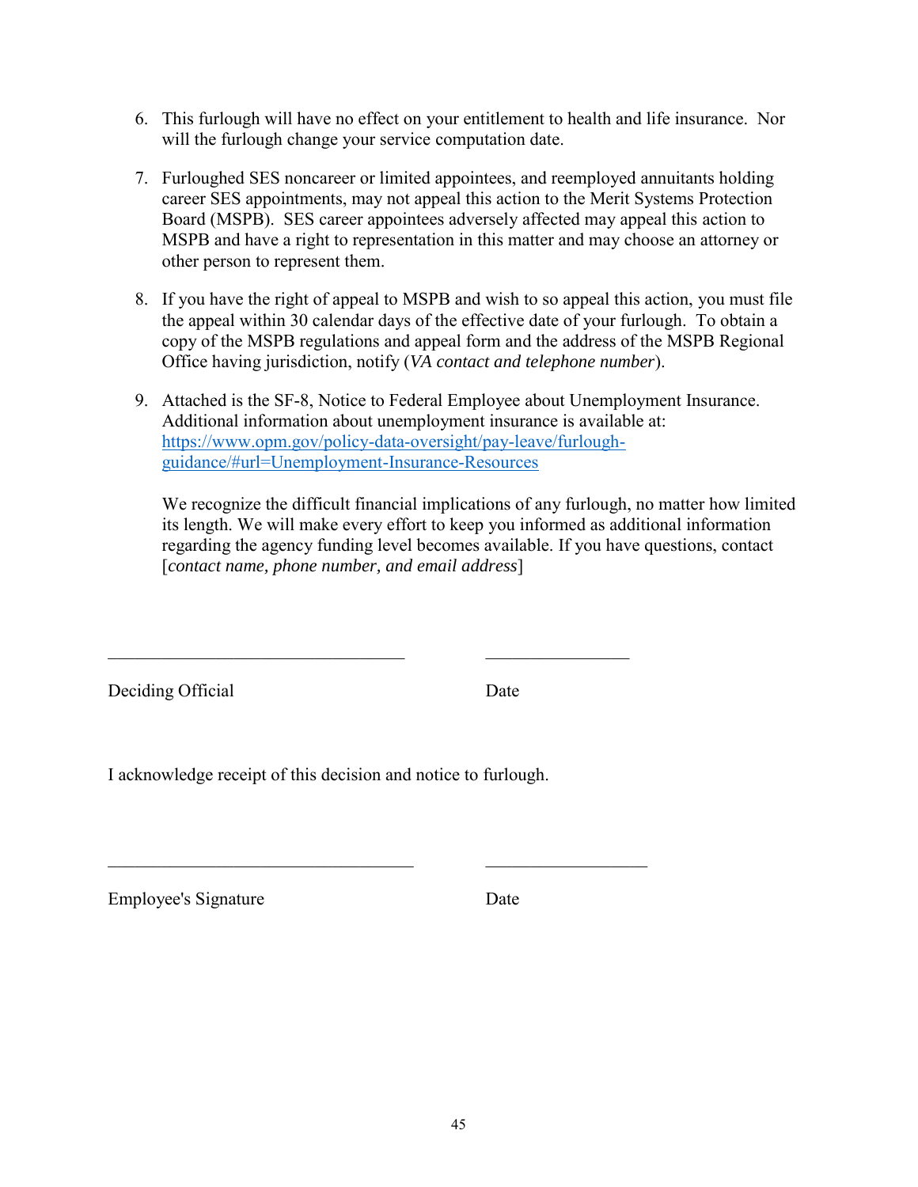6. This furlough will have no effect on your entitlement to health and life insurance. Nor will the furlough change your service computation date.

7. Furloughed SES noncareer or limited appointees, and reemployed annuitants holding career SES appointments, may not appeal this action to the Merit Systems Protection Board (MSPB). SES career appointees adversely affected may appeal this action to MSPB and have a right to representation in this matter and may choose an attorney or other person to represent them.

8. If you have the right of appeal to MSPB and wish to so appeal this action, you must file the appeal within 30 calendar days of the effective date of your furlough. To obtain a copy of the MSPB regulations and appeal form and the address of the MSPB Regional Office having jurisdiction, notify (*VA contact and telephone number*).

9. Attached is the SF-8, Notice to Federal Employee about Unemployment Insurance. Additional information about unemployment insurance is available at: [https://www.opm.gov/policy-data-oversight/pay-leave/furlough-guidance/#url=Unemployment-Insurance-Resources](https://www.opm.gov/policy-data-oversight/pay-leave/furlough-guidance/#url=Unemployment-Insurance-Resources)

   We recognize the difficult financial implications of any furlough, no matter how limited its length. We will make every effort to keep you informed as additional information regarding the agency funding level becomes available. If you have questions, contact [*contact name, phone number, and email address*]

\_\_\_\_\_\_\_\_\_\_\_\_\_\_\_\_\_\_\_\_\_\_\_\_\_\_\_\_\_\_\_\_\_\_ \_\_\_\_\_\_\_\_\_\_\_\_\_\_\_\_

Deciding Official Date

I acknowledge receipt of this decision and notice to furlough.

\_\_\_\_\_\_\_\_\_\_\_\_\_\_\_\_\_\_\_\_\_\_\_\_\_\_\_\_\_\_\_\_\_\_ \_\_\_\_\_\_\_\_\_\_\_\_\_\_\_\_\_\_

Employee's Signature Date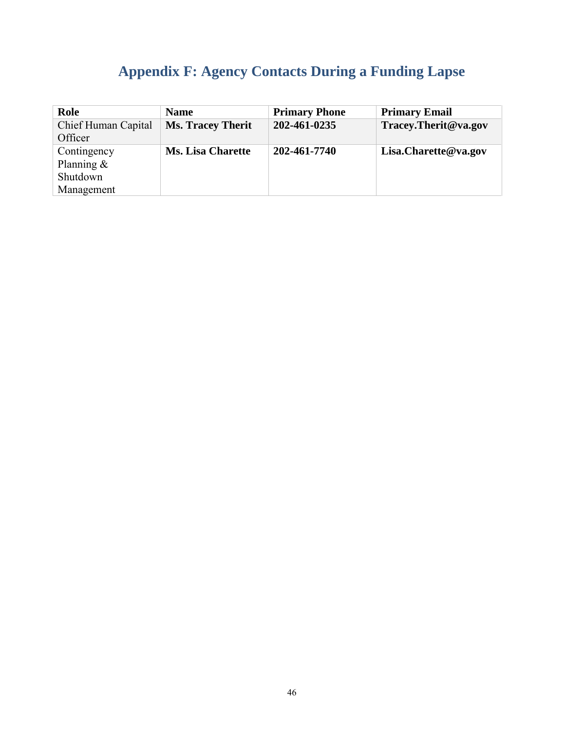# Appendix F: Agency Contacts During a Funding Lapse

| Role | Name | Primary Phone | Primary Email |
|---|---|---|---|
| Chief Human Capital Officer | **Ms. Tracey Therit** | **202-461-0235** | **Tracey.Therit@va.gov** |
| Contingency Planning & Shutdown Management | **Ms. Lisa Charette** | **202-461-7740** | **Lisa.Charette@va.gov** |